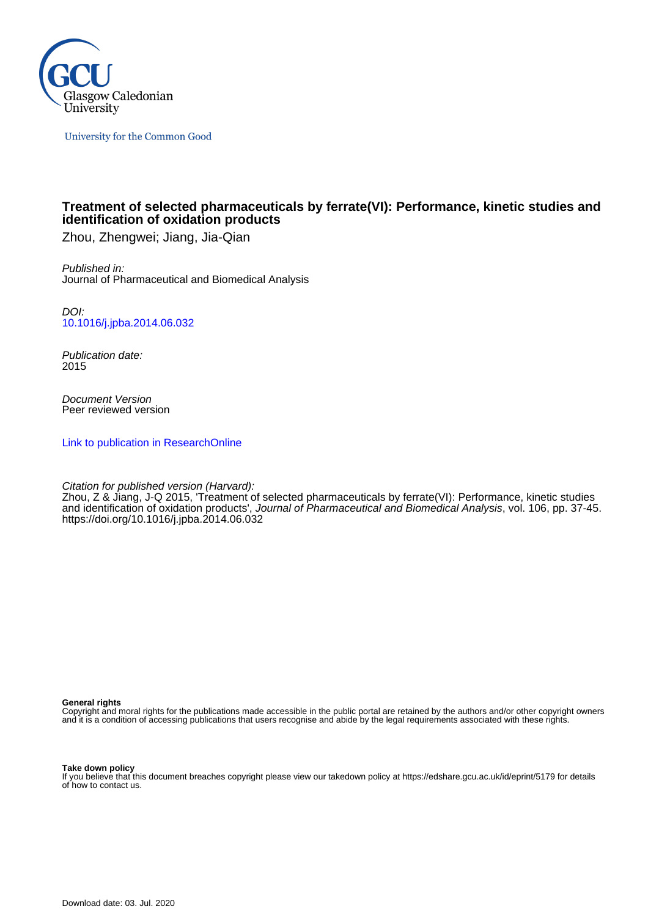Glasgow Caledonian University

University for the Common Good

# Treatment of selected pharmaceuticals by ferrate(VI): Performance, kinetic studies and identification of oxidation products

Zhou, Zhengwei; Jiang, Jia-Qian

*Published in:*
Journal of Pharmaceutical and Biomedical Analysis

*DOI:*
10.1016/j.jpba.2014.06.032

*Publication date:*
2015

*Document Version*
Peer reviewed version

Link to publication in ResearchOnline

*Citation for published version (Harvard):*
Zhou, Z & Jiang, J-Q 2015, 'Treatment of selected pharmaceuticals by ferrate(VI): Performance, kinetic studies and identification of oxidation products', *Journal of Pharmaceutical and Biomedical Analysis*, vol. 106, pp. 37-45. https://doi.org/10.1016/j.jpba.2014.06.032

**General rights**
Copyright and moral rights for the publications made accessible in the public portal are retained by the authors and/or other copyright owners and it is a condition of accessing publications that users recognise and abide by the legal requirements associated with these rights.

**Take down policy**
If you believe that this document breaches copyright please view our takedown policy at https://edshare.gcu.ac.uk/id/eprint/5179 for details of how to contact us.

Download date: 03. Jul. 2020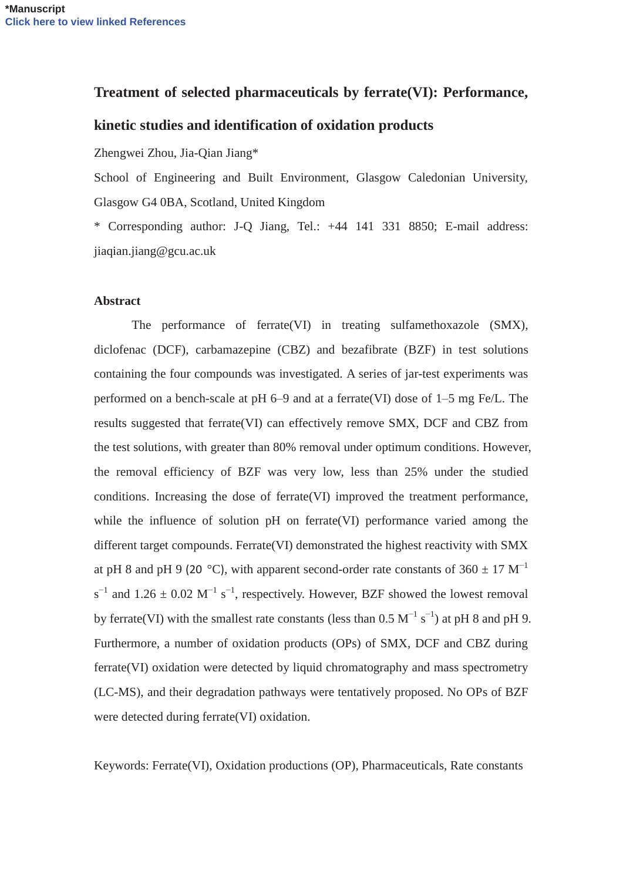# Treatment of selected pharmaceuticals by ferrate(VI): Performance, kinetic studies and identification of oxidation products

Zhengwei Zhou, Jia-Qian Jiang*

School of Engineering and Built Environment, Glasgow Caledonian University, Glasgow G4 0BA, Scotland, United Kingdom

* Corresponding author: J-Q Jiang, Tel.: +44 141 331 8850; E-mail address: jiaqian.jiang@gcu.ac.uk

## Abstract

The performance of ferrate(VI) in treating sulfamethoxazole (SMX), diclofenac (DCF), carbamazepine (CBZ) and bezafibrate (BZF) in test solutions containing the four compounds was investigated. A series of jar-test experiments was performed on a bench-scale at pH 6–9 and at a ferrate(VI) dose of 1–5 mg Fe/L. The results suggested that ferrate(VI) can effectively remove SMX, DCF and CBZ from the test solutions, with greater than 80% removal under optimum conditions. However, the removal efficiency of BZF was very low, less than 25% under the studied conditions. Increasing the dose of ferrate(VI) improved the treatment performance, while the influence of solution pH on ferrate(VI) performance varied among the different target compounds. Ferrate(VI) demonstrated the highest reactivity with SMX at pH 8 and pH 9 (20 °C), with apparent second-order rate constants of 360 ± 17 $M^{-1}$ $s^{-1}$ and 1.26 ± 0.02 $M^{-1}$ $s^{-1}$, respectively. However, BZF showed the lowest removal by ferrate(VI) with the smallest rate constants (less than 0.5 $M^{-1}$ $s^{-1}$) at pH 8 and pH 9. Furthermore, a number of oxidation products (OPs) of SMX, DCF and CBZ during ferrate(VI) oxidation were detected by liquid chromatography and mass spectrometry (LC-MS), and their degradation pathways were tentatively proposed. No OPs of BZF were detected during ferrate(VI) oxidation.

Keywords: Ferrate(VI), Oxidation productions (OP), Pharmaceuticals, Rate constants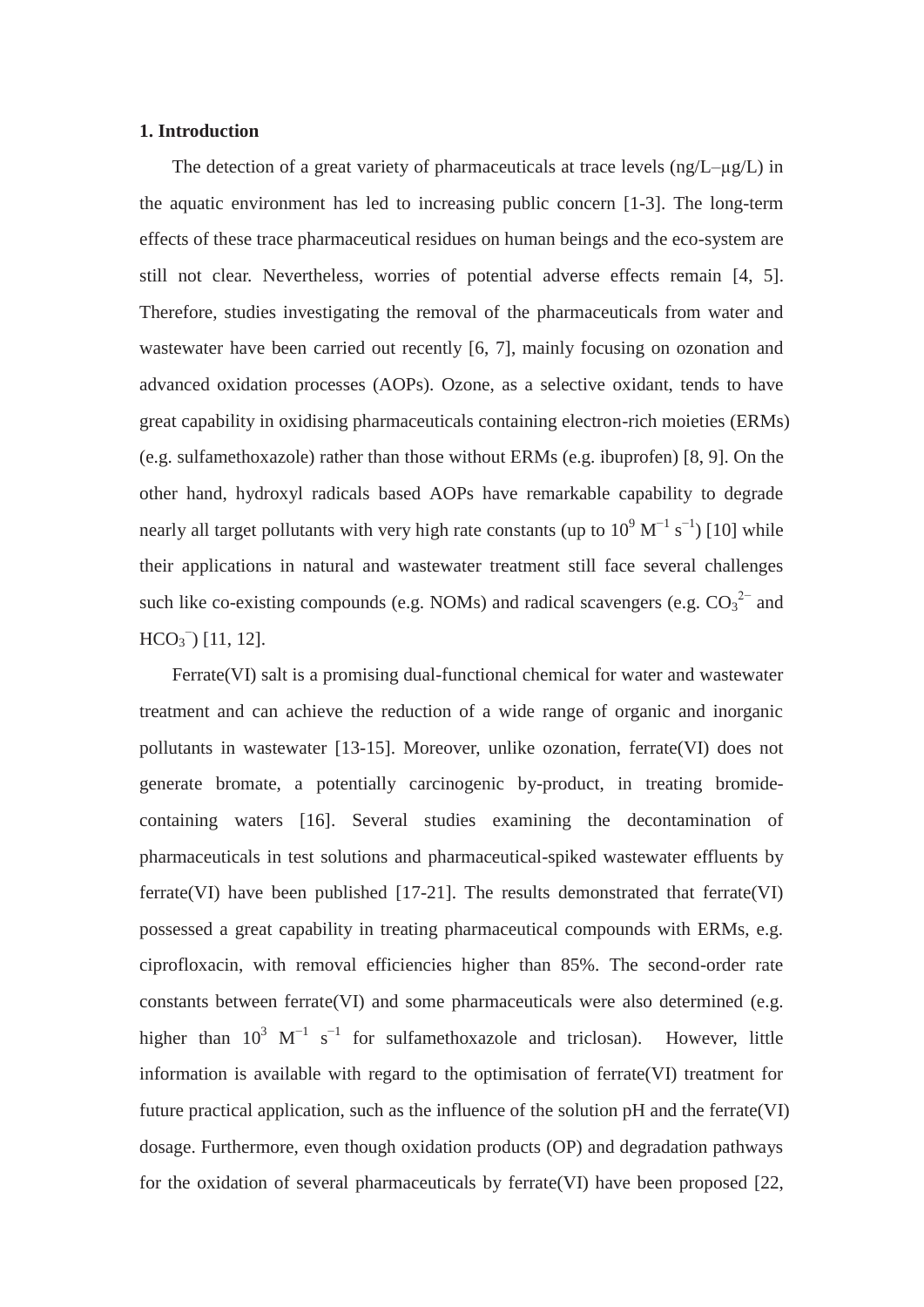## 1. Introduction

The detection of a great variety of pharmaceuticals at trace levels (ng/L–μg/L) in the aquatic environment has led to increasing public concern [1-3]. The long-term effects of these trace pharmaceutical residues on human beings and the eco-system are still not clear. Nevertheless, worries of potential adverse effects remain [4, 5]. Therefore, studies investigating the removal of the pharmaceuticals from water and wastewater have been carried out recently [6, 7], mainly focusing on ozonation and advanced oxidation processes (AOPs). Ozone, as a selective oxidant, tends to have great capability in oxidising pharmaceuticals containing electron-rich moieties (ERMs) (e.g. sulfamethoxazole) rather than those without ERMs (e.g. ibuprofen) [8, 9]. On the other hand, hydroxyl radicals based AOPs have remarkable capability to degrade nearly all target pollutants with very high rate constants (up to $10^9$ $M^{-1}$ $s^{-1}$) [10] while their applications in natural and wastewater treatment still face several challenges such like co-existing compounds (e.g. NOMs) and radical scavengers (e.g. $CO_3^{2-}$ and $HCO_3^{-}$) [11, 12].

Ferrate(VI) salt is a promising dual-functional chemical for water and wastewater treatment and can achieve the reduction of a wide range of organic and inorganic pollutants in wastewater [13-15]. Moreover, unlike ozonation, ferrate(VI) does not generate bromate, a potentially carcinogenic by-product, in treating bromide-containing waters [16]. Several studies examining the decontamination of pharmaceuticals in test solutions and pharmaceutical-spiked wastewater effluents by ferrate(VI) have been published [17-21]. The results demonstrated that ferrate(VI) possessed a great capability in treating pharmaceutical compounds with ERMs, e.g. ciprofloxacin, with removal efficiencies higher than 85%. The second-order rate constants between ferrate(VI) and some pharmaceuticals were also determined (e.g. higher than $10^3$ $M^{-1}$ $s^{-1}$ for sulfamethoxazole and triclosan). However, little information is available with regard to the optimisation of ferrate(VI) treatment for future practical application, such as the influence of the solution pH and the ferrate(VI) dosage. Furthermore, even though oxidation products (OP) and degradation pathways for the oxidation of several pharmaceuticals by ferrate(VI) have been proposed [22,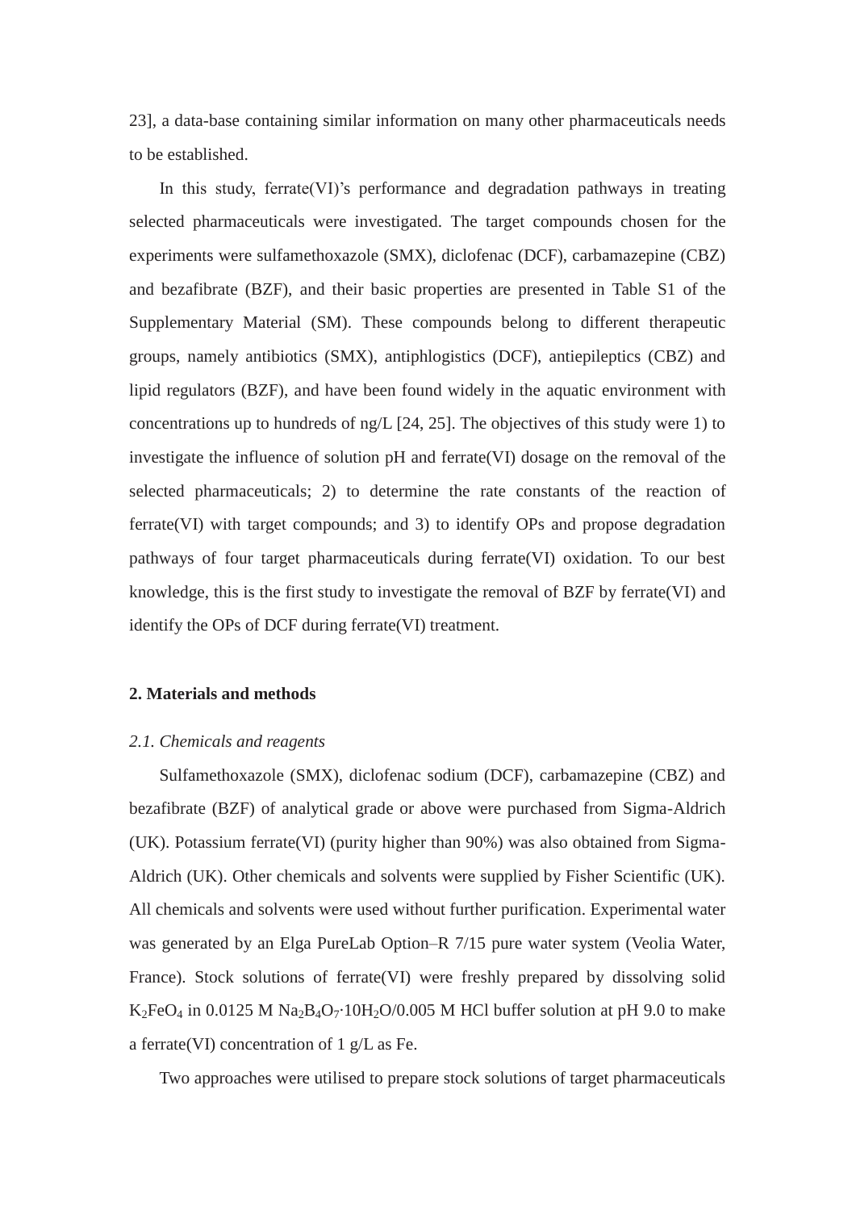23], a data-base containing similar information on many other pharmaceuticals needs to be established.

In this study, ferrate(VI)'s performance and degradation pathways in treating selected pharmaceuticals were investigated. The target compounds chosen for the experiments were sulfamethoxazole (SMX), diclofenac (DCF), carbamazepine (CBZ) and bezafibrate (BZF), and their basic properties are presented in Table S1 of the Supplementary Material (SM). These compounds belong to different therapeutic groups, namely antibiotics (SMX), antiphlogistics (DCF), antiepileptics (CBZ) and lipid regulators (BZF), and have been found widely in the aquatic environment with concentrations up to hundreds of ng/L [24, 25]. The objectives of this study were 1) to investigate the influence of solution pH and ferrate(VI) dosage on the removal of the selected pharmaceuticals; 2) to determine the rate constants of the reaction of ferrate(VI) with target compounds; and 3) to identify OPs and propose degradation pathways of four target pharmaceuticals during ferrate(VI) oxidation. To our best knowledge, this is the first study to investigate the removal of BZF by ferrate(VI) and identify the OPs of DCF during ferrate(VI) treatment.

## 2. Materials and methods

### *2.1. Chemicals and reagents*

Sulfamethoxazole (SMX), diclofenac sodium (DCF), carbamazepine (CBZ) and bezafibrate (BZF) of analytical grade or above were purchased from Sigma-Aldrich (UK). Potassium ferrate(VI) (purity higher than 90%) was also obtained from Sigma-Aldrich (UK). Other chemicals and solvents were supplied by Fisher Scientific (UK). All chemicals and solvents were used without further purification. Experimental water was generated by an Elga PureLab Option–R 7/15 pure water system (Veolia Water, France). Stock solutions of ferrate(VI) were freshly prepared by dissolving solid $K_2FeO_4$ in 0.0125 M $Na_2B_4O_7 \cdot 10H_2O$/0.005 M HCl buffer solution at pH 9.0 to make a ferrate(VI) concentration of 1 g/L as Fe.

Two approaches were utilised to prepare stock solutions of target pharmaceuticals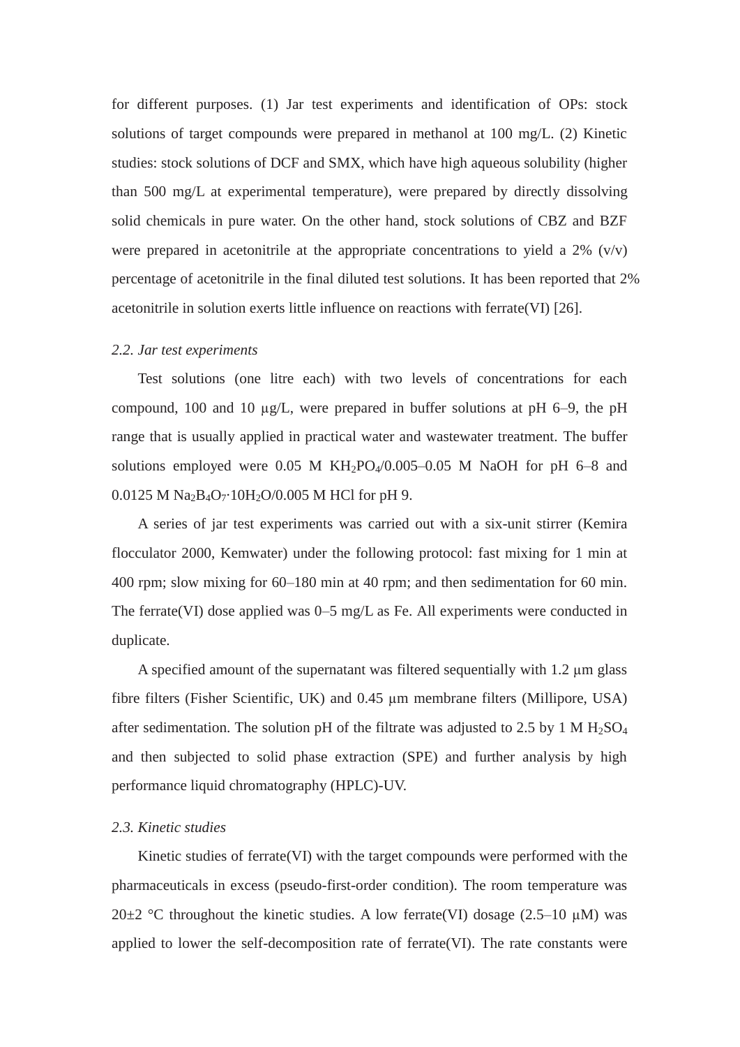for different purposes. (1) Jar test experiments and identification of OPs: stock solutions of target compounds were prepared in methanol at 100 mg/L. (2) Kinetic studies: stock solutions of DCF and SMX, which have high aqueous solubility (higher than 500 mg/L at experimental temperature), were prepared by directly dissolving solid chemicals in pure water. On the other hand, stock solutions of CBZ and BZF were prepared in acetonitrile at the appropriate concentrations to yield a 2% (v/v) percentage of acetonitrile in the final diluted test solutions. It has been reported that 2% acetonitrile in solution exerts little influence on reactions with ferrate(VI) [26].

*2.2. Jar test experiments*

Test solutions (one litre each) with two levels of concentrations for each compound, 100 and 10 μg/L, were prepared in buffer solutions at pH 6–9, the pH range that is usually applied in practical water and wastewater treatment. The buffer solutions employed were 0.05 M $KH_2PO_4$/0.005–0.05 M NaOH for pH 6–8 and 0.0125 M $Na_2B_4O_7 \cdot 10H_2O$/0.005 M HCl for pH 9.

A series of jar test experiments was carried out with a six-unit stirrer (Kemira flocculator 2000, Kemwater) under the following protocol: fast mixing for 1 min at 400 rpm; slow mixing for 60–180 min at 40 rpm; and then sedimentation for 60 min. The ferrate(VI) dose applied was 0–5 mg/L as Fe. All experiments were conducted in duplicate.

A specified amount of the supernatant was filtered sequentially with 1.2 μm glass fibre filters (Fisher Scientific, UK) and 0.45 μm membrane filters (Millipore, USA) after sedimentation. The solution pH of the filtrate was adjusted to 2.5 by 1 M $H_2SO_4$ and then subjected to solid phase extraction (SPE) and further analysis by high performance liquid chromatography (HPLC)-UV.

*2.3. Kinetic studies*

Kinetic studies of ferrate(VI) with the target compounds were performed with the pharmaceuticals in excess (pseudo-first-order condition). The room temperature was 20±2 °C throughout the kinetic studies. A low ferrate(VI) dosage (2.5–10 μM) was applied to lower the self-decomposition rate of ferrate(VI). The rate constants were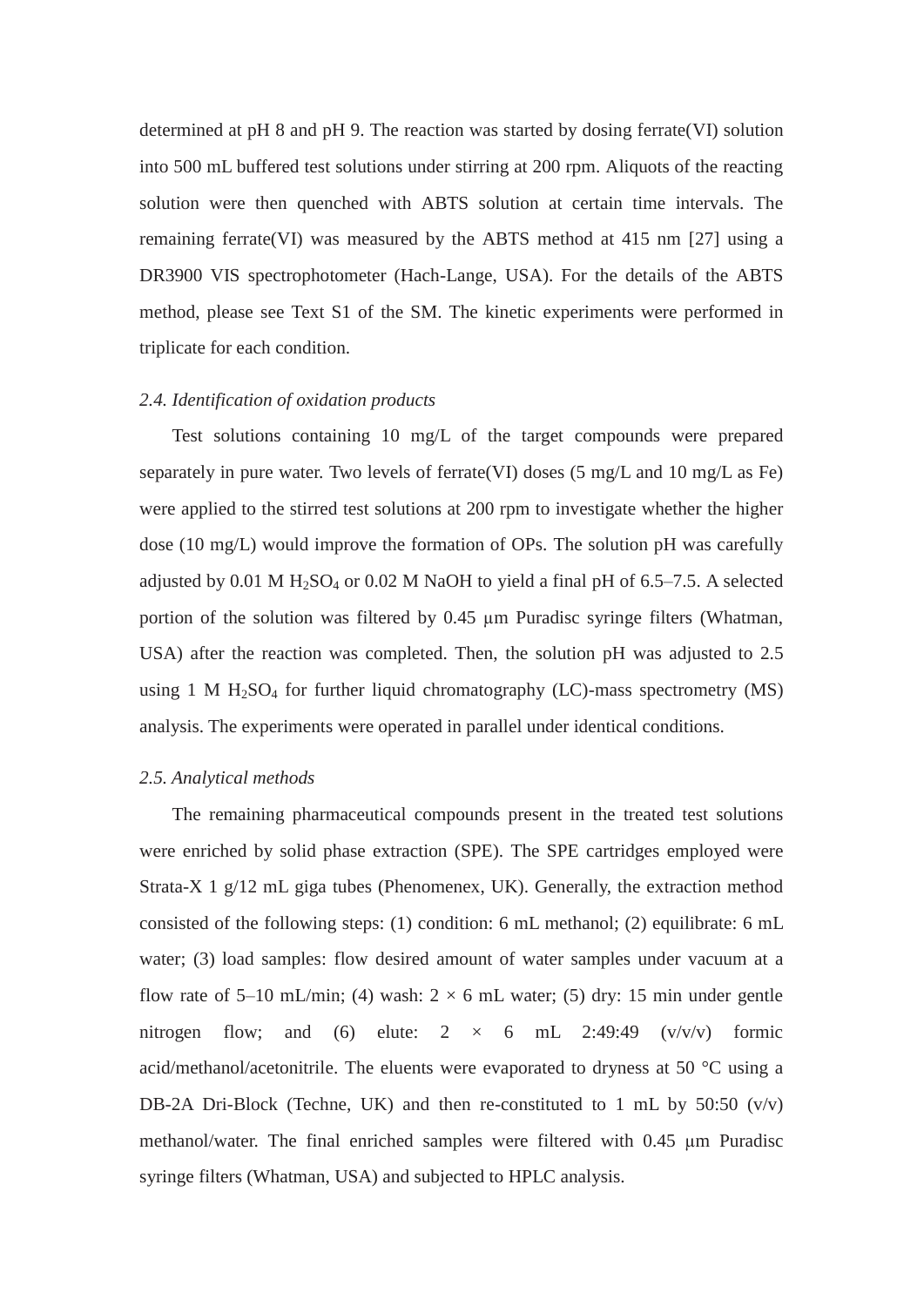determined at pH 8 and pH 9. The reaction was started by dosing ferrate(VI) solution into 500 mL buffered test solutions under stirring at 200 rpm. Aliquots of the reacting solution were then quenched with ABTS solution at certain time intervals. The remaining ferrate(VI) was measured by the ABTS method at 415 nm [27] using a DR3900 VIS spectrophotometer (Hach-Lange, USA). For the details of the ABTS method, please see Text S1 of the SM. The kinetic experiments were performed in triplicate for each condition.

### *2.4. Identification of oxidation products*

Test solutions containing 10 mg/L of the target compounds were prepared separately in pure water. Two levels of ferrate(VI) doses (5 mg/L and 10 mg/L as Fe) were applied to the stirred test solutions at 200 rpm to investigate whether the higher dose (10 mg/L) would improve the formation of OPs. The solution pH was carefully adjusted by 0.01 M $H_2SO_4$ or 0.02 M NaOH to yield a final pH of 6.5–7.5. A selected portion of the solution was filtered by 0.45 μm Puradisc syringe filters (Whatman, USA) after the reaction was completed. Then, the solution pH was adjusted to 2.5 using 1 M $H_2SO_4$ for further liquid chromatography (LC)-mass spectrometry (MS) analysis. The experiments were operated in parallel under identical conditions.

### *2.5. Analytical methods*

The remaining pharmaceutical compounds present in the treated test solutions were enriched by solid phase extraction (SPE). The SPE cartridges employed were Strata-X 1 g/12 mL giga tubes (Phenomenex, UK). Generally, the extraction method consisted of the following steps: (1) condition: 6 mL methanol; (2) equilibrate: 6 mL water; (3) load samples: flow desired amount of water samples under vacuum at a flow rate of 5–10 mL/min; (4) wash: 2 × 6 mL water; (5) dry: 15 min under gentle nitrogen flow; and (6) elute: 2 × 6 mL 2:49:49 (v/v/v) formic acid/methanol/acetonitrile. The eluents were evaporated to dryness at 50 °C using a DB-2A Dri-Block (Techne, UK) and then re-constituted to 1 mL by 50:50 (v/v) methanol/water. The final enriched samples were filtered with 0.45 μm Puradisc syringe filters (Whatman, USA) and subjected to HPLC analysis.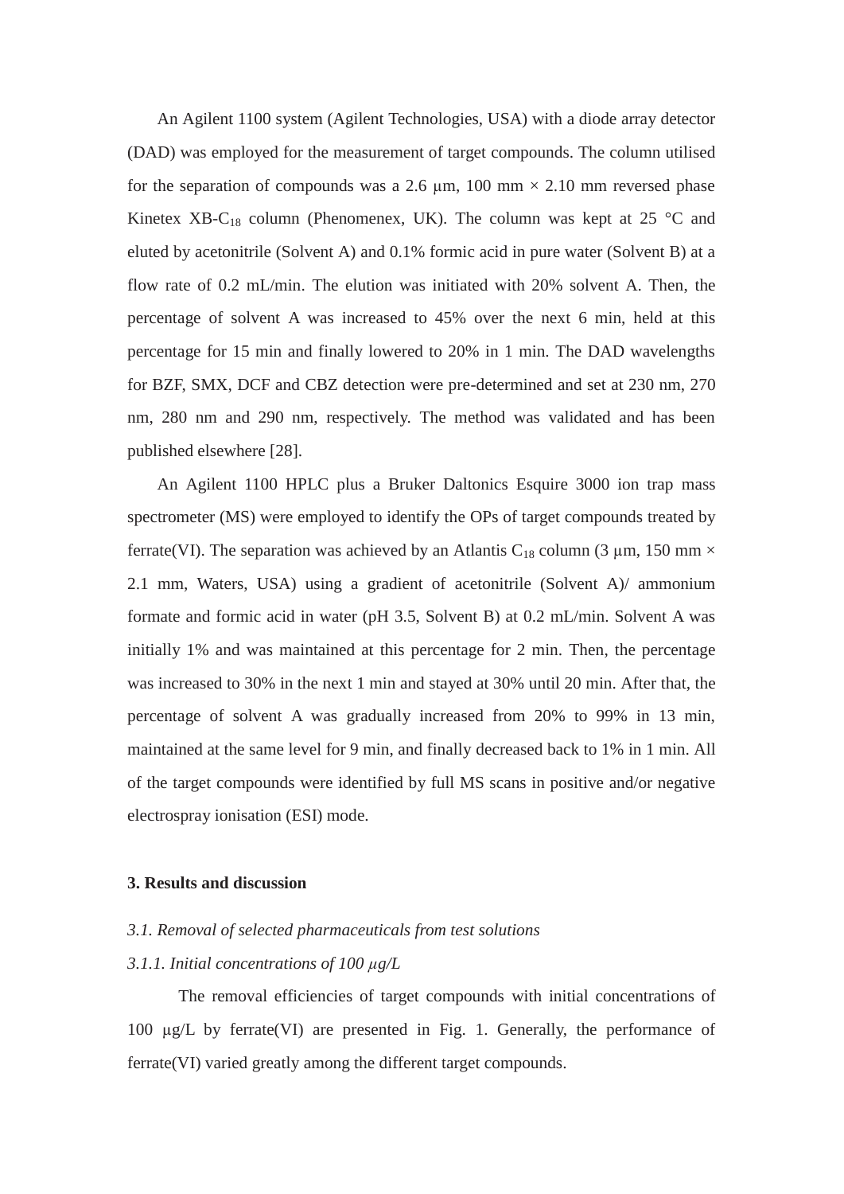An Agilent 1100 system (Agilent Technologies, USA) with a diode array detector (DAD) was employed for the measurement of target compounds. The column utilised for the separation of compounds was a 2.6 μm, 100 mm × 2.10 mm reversed phase Kinetex XB-$C_{18}$ column (Phenomenex, UK). The column was kept at 25 °C and eluted by acetonitrile (Solvent A) and 0.1% formic acid in pure water (Solvent B) at a flow rate of 0.2 mL/min. The elution was initiated with 20% solvent A. Then, the percentage of solvent A was increased to 45% over the next 6 min, held at this percentage for 15 min and finally lowered to 20% in 1 min. The DAD wavelengths for BZF, SMX, DCF and CBZ detection were pre-determined and set at 230 nm, 270 nm, 280 nm and 290 nm, respectively. The method was validated and has been published elsewhere [28].

An Agilent 1100 HPLC plus a Bruker Daltonics Esquire 3000 ion trap mass spectrometer (MS) were employed to identify the OPs of target compounds treated by ferrate(VI). The separation was achieved by an Atlantis $C_{18}$ column (3 μm, 150 mm × 2.1 mm, Waters, USA) using a gradient of acetonitrile (Solvent A)/ ammonium formate and formic acid in water (pH 3.5, Solvent B) at 0.2 mL/min. Solvent A was initially 1% and was maintained at this percentage for 2 min. Then, the percentage was increased to 30% in the next 1 min and stayed at 30% until 20 min. After that, the percentage of solvent A was gradually increased from 20% to 99% in 13 min, maintained at the same level for 9 min, and finally decreased back to 1% in 1 min. All of the target compounds were identified by full MS scans in positive and/or negative electrospray ionisation (ESI) mode.

## 3. Results and discussion

### *3.1. Removal of selected pharmaceuticals from test solutions*

#### *3.1.1. Initial concentrations of 100 μg/L*

The removal efficiencies of target compounds with initial concentrations of 100 μg/L by ferrate(VI) are presented in Fig. 1. Generally, the performance of ferrate(VI) varied greatly among the different target compounds.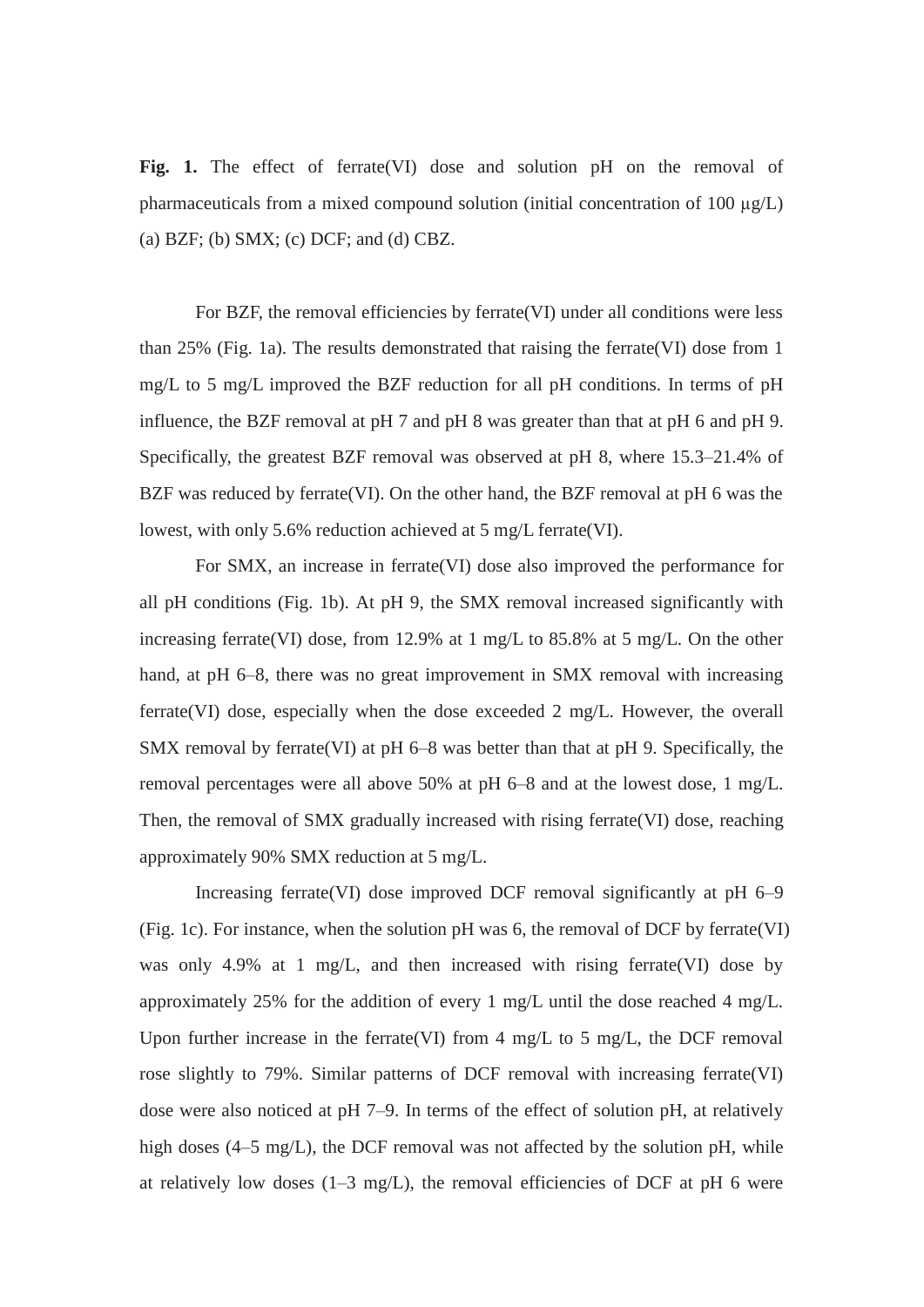**Fig. 1.** The effect of ferrate(VI) dose and solution pH on the removal of pharmaceuticals from a mixed compound solution (initial concentration of 100 μg/L) (a) BZF; (b) SMX; (c) DCF; and (d) CBZ.

For BZF, the removal efficiencies by ferrate(VI) under all conditions were less than 25% (Fig. 1a). The results demonstrated that raising the ferrate(VI) dose from 1 mg/L to 5 mg/L improved the BZF reduction for all pH conditions. In terms of pH influence, the BZF removal at pH 7 and pH 8 was greater than that at pH 6 and pH 9. Specifically, the greatest BZF removal was observed at pH 8, where 15.3–21.4% of BZF was reduced by ferrate(VI). On the other hand, the BZF removal at pH 6 was the lowest, with only 5.6% reduction achieved at 5 mg/L ferrate(VI).

For SMX, an increase in ferrate(VI) dose also improved the performance for all pH conditions (Fig. 1b). At pH 9, the SMX removal increased significantly with increasing ferrate(VI) dose, from 12.9% at 1 mg/L to 85.8% at 5 mg/L. On the other hand, at pH 6–8, there was no great improvement in SMX removal with increasing ferrate(VI) dose, especially when the dose exceeded 2 mg/L. However, the overall SMX removal by ferrate(VI) at pH 6–8 was better than that at pH 9. Specifically, the removal percentages were all above 50% at pH 6–8 and at the lowest dose, 1 mg/L. Then, the removal of SMX gradually increased with rising ferrate(VI) dose, reaching approximately 90% SMX reduction at 5 mg/L.

Increasing ferrate(VI) dose improved DCF removal significantly at pH 6–9 (Fig. 1c). For instance, when the solution pH was 6, the removal of DCF by ferrate(VI) was only 4.9% at 1 mg/L, and then increased with rising ferrate(VI) dose by approximately 25% for the addition of every 1 mg/L until the dose reached 4 mg/L. Upon further increase in the ferrate(VI) from 4 mg/L to 5 mg/L, the DCF removal rose slightly to 79%. Similar patterns of DCF removal with increasing ferrate(VI) dose were also noticed at pH 7–9. In terms of the effect of solution pH, at relatively high doses (4–5 mg/L), the DCF removal was not affected by the solution pH, while at relatively low doses (1–3 mg/L), the removal efficiencies of DCF at pH 6 were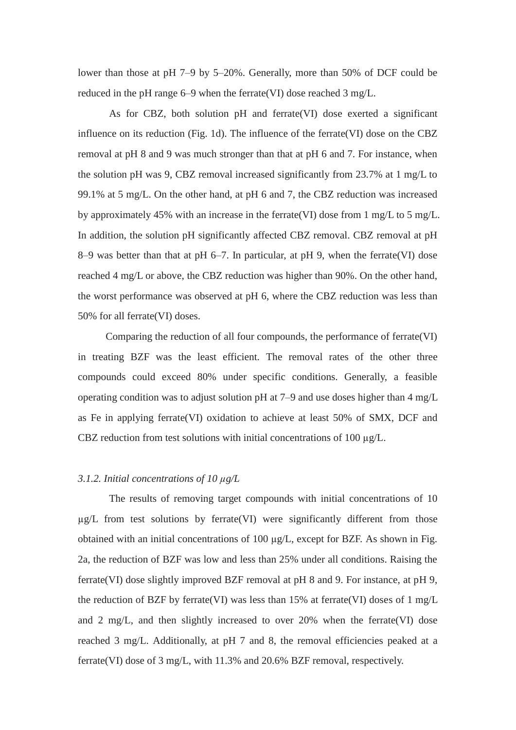lower than those at pH 7–9 by 5–20%. Generally, more than 50% of DCF could be reduced in the pH range 6–9 when the ferrate(VI) dose reached 3 mg/L.

As for CBZ, both solution pH and ferrate(VI) dose exerted a significant influence on its reduction (Fig. 1d). The influence of the ferrate(VI) dose on the CBZ removal at pH 8 and 9 was much stronger than that at pH 6 and 7. For instance, when the solution pH was 9, CBZ removal increased significantly from 23.7% at 1 mg/L to 99.1% at 5 mg/L. On the other hand, at pH 6 and 7, the CBZ reduction was increased by approximately 45% with an increase in the ferrate(VI) dose from 1 mg/L to 5 mg/L. In addition, the solution pH significantly affected CBZ removal. CBZ removal at pH 8–9 was better than that at pH 6–7. In particular, at pH 9, when the ferrate(VI) dose reached 4 mg/L or above, the CBZ reduction was higher than 90%. On the other hand, the worst performance was observed at pH 6, where the CBZ reduction was less than 50% for all ferrate(VI) doses.

Comparing the reduction of all four compounds, the performance of ferrate(VI) in treating BZF was the least efficient. The removal rates of the other three compounds could exceed 80% under specific conditions. Generally, a feasible operating condition was to adjust solution pH at 7–9 and use doses higher than 4 mg/L as Fe in applying ferrate(VI) oxidation to achieve at least 50% of SMX, DCF and CBZ reduction from test solutions with initial concentrations of 100 μg/L.

### *3.1.2. Initial concentrations of 10 μg/L*

The results of removing target compounds with initial concentrations of 10 μg/L from test solutions by ferrate(VI) were significantly different from those obtained with an initial concentrations of 100 μg/L, except for BZF. As shown in Fig. 2a, the reduction of BZF was low and less than 25% under all conditions. Raising the ferrate(VI) dose slightly improved BZF removal at pH 8 and 9. For instance, at pH 9, the reduction of BZF by ferrate(VI) was less than 15% at ferrate(VI) doses of 1 mg/L and 2 mg/L, and then slightly increased to over 20% when the ferrate(VI) dose reached 3 mg/L. Additionally, at pH 7 and 8, the removal efficiencies peaked at a ferrate(VI) dose of 3 mg/L, with 11.3% and 20.6% BZF removal, respectively.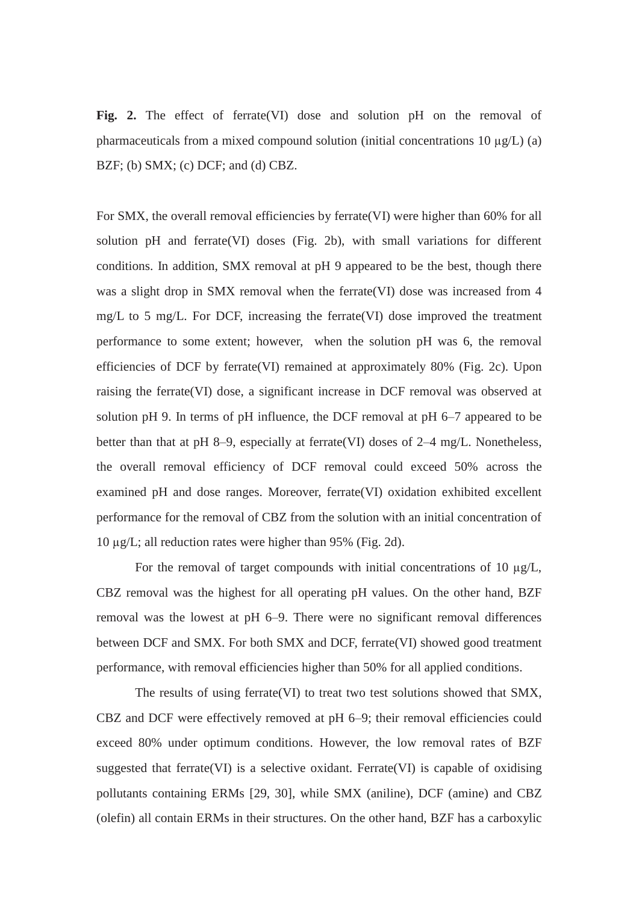**Fig. 2.** The effect of ferrate(VI) dose and solution pH on the removal of pharmaceuticals from a mixed compound solution (initial concentrations 10 μg/L) (a) BZF; (b) SMX; (c) DCF; and (d) CBZ.

For SMX, the overall removal efficiencies by ferrate(VI) were higher than 60% for all solution pH and ferrate(VI) doses (Fig. 2b), with small variations for different conditions. In addition, SMX removal at pH 9 appeared to be the best, though there was a slight drop in SMX removal when the ferrate(VI) dose was increased from 4 mg/L to 5 mg/L. For DCF, increasing the ferrate(VI) dose improved the treatment performance to some extent; however, when the solution pH was 6, the removal efficiencies of DCF by ferrate(VI) remained at approximately 80% (Fig. 2c). Upon raising the ferrate(VI) dose, a significant increase in DCF removal was observed at solution pH 9. In terms of pH influence, the DCF removal at pH 6–7 appeared to be better than that at pH 8–9, especially at ferrate(VI) doses of 2–4 mg/L. Nonetheless, the overall removal efficiency of DCF removal could exceed 50% across the examined pH and dose ranges. Moreover, ferrate(VI) oxidation exhibited excellent performance for the removal of CBZ from the solution with an initial concentration of 10 μg/L; all reduction rates were higher than 95% (Fig. 2d).

For the removal of target compounds with initial concentrations of 10 μg/L, CBZ removal was the highest for all operating pH values. On the other hand, BZF removal was the lowest at pH 6–9. There were no significant removal differences between DCF and SMX. For both SMX and DCF, ferrate(VI) showed good treatment performance, with removal efficiencies higher than 50% for all applied conditions.

The results of using ferrate(VI) to treat two test solutions showed that SMX, CBZ and DCF were effectively removed at pH 6–9; their removal efficiencies could exceed 80% under optimum conditions. However, the low removal rates of BZF suggested that ferrate(VI) is a selective oxidant. Ferrate(VI) is capable of oxidising pollutants containing ERMs [29, 30], while SMX (aniline), DCF (amine) and CBZ (olefin) all contain ERMs in their structures. On the other hand, BZF has a carboxylic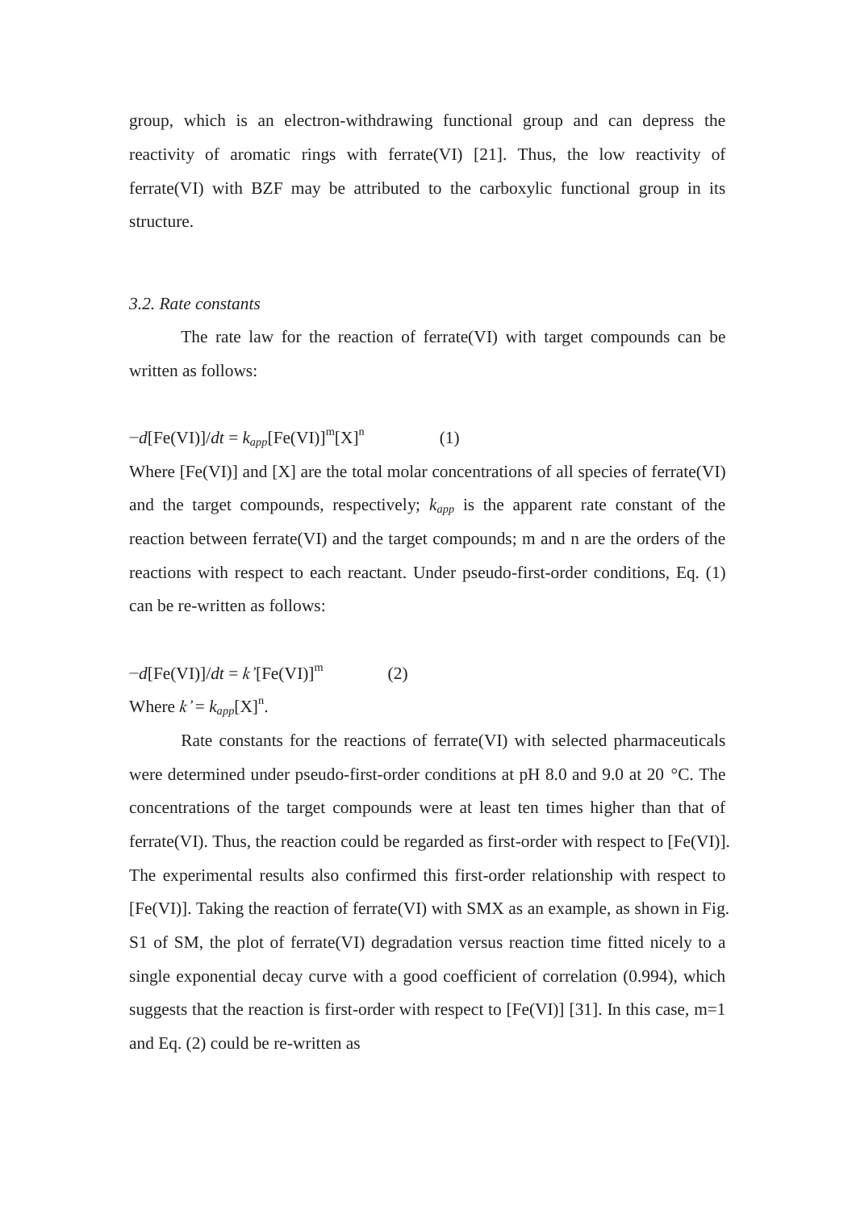group, which is an electron-withdrawing functional group and can depress the reactivity of aromatic rings with ferrate(VI) [21]. Thus, the low reactivity of ferrate(VI) with BZF may be attributed to the carboxylic functional group in its structure.

### *3.2. Rate constants*

The rate law for the reaction of ferrate(VI) with target compounds can be written as follows:

$$-d[\mathrm{Fe(VI)}]/dt = k_{app}[\mathrm{Fe(VI)}]^{m}[\mathrm{X}]^{n} \qquad (1)$$

Where [Fe(VI)] and [X] are the total molar concentrations of all species of ferrate(VI) and the target compounds, respectively; $k_{app}$ is the apparent rate constant of the reaction between ferrate(VI) and the target compounds; m and n are the orders of the reactions with respect to each reactant. Under pseudo-first-order conditions, Eq. (1) can be re-written as follows:

$$-d[\mathrm{Fe(VI)}]/dt = k'[\mathrm{Fe(VI)}]^{m} \qquad (2)$$

Where $k' = k_{app}[\mathrm{X}]^{n}$.

Rate constants for the reactions of ferrate(VI) with selected pharmaceuticals were determined under pseudo-first-order conditions at pH 8.0 and 9.0 at 20 °C. The concentrations of the target compounds were at least ten times higher than that of ferrate(VI). Thus, the reaction could be regarded as first-order with respect to [Fe(VI)]. The experimental results also confirmed this first-order relationship with respect to [Fe(VI)]. Taking the reaction of ferrate(VI) with SMX as an example, as shown in Fig. S1 of SM, the plot of ferrate(VI) degradation versus reaction time fitted nicely to a single exponential decay curve with a good coefficient of correlation (0.994), which suggests that the reaction is first-order with respect to [Fe(VI)] [31]. In this case, m=1 and Eq. (2) could be re-written as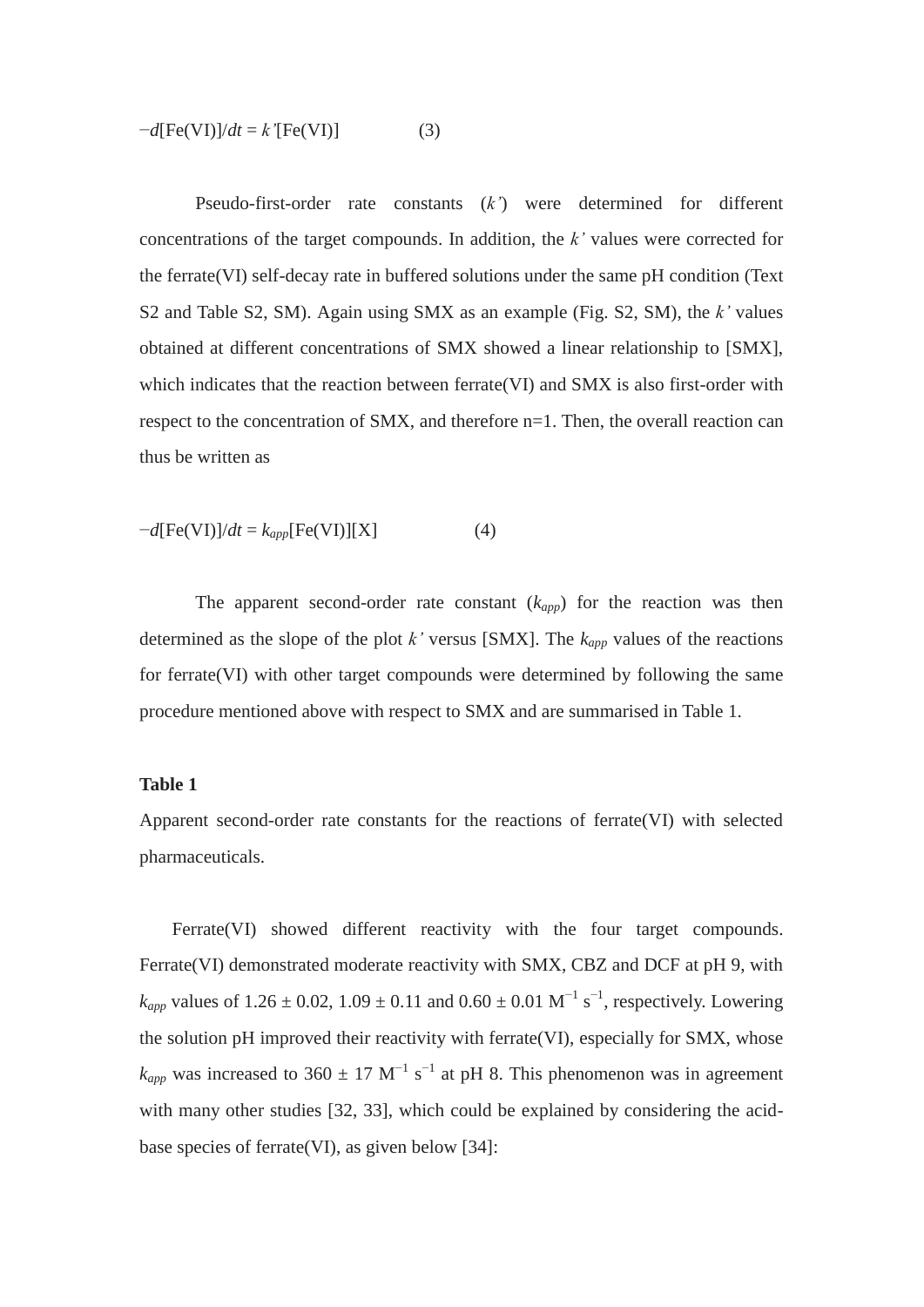$$-d[\mathrm{Fe(VI)}]/dt = k'[\mathrm{Fe(VI)}] \qquad (3)$$

Pseudo-first-order rate constants ($k'$) were determined for different concentrations of the target compounds. In addition, the $k'$ values were corrected for the ferrate(VI) self-decay rate in buffered solutions under the same pH condition (Text S2 and Table S2, SM). Again using SMX as an example (Fig. S2, SM), the $k'$ values obtained at different concentrations of SMX showed a linear relationship to [SMX], which indicates that the reaction between ferrate(VI) and SMX is also first-order with respect to the concentration of SMX, and therefore n=1. Then, the overall reaction can thus be written as

$$-d[\mathrm{Fe(VI)}]/dt = k_{app}[\mathrm{Fe(VI)}][\mathrm{X}] \qquad (4)$$

The apparent second-order rate constant ($k_{app}$) for the reaction was then determined as the slope of the plot $k'$ versus [SMX]. The $k_{app}$ values of the reactions for ferrate(VI) with other target compounds were determined by following the same procedure mentioned above with respect to SMX and are summarised in Table 1.

**Table 1**

Apparent second-order rate constants for the reactions of ferrate(VI) with selected pharmaceuticals.

Ferrate(VI) showed different reactivity with the four target compounds. Ferrate(VI) demonstrated moderate reactivity with SMX, CBZ and DCF at pH 9, with $k_{app}$ values of 1.26 ± 0.02, 1.09 ± 0.11 and 0.60 ± 0.01 $M^{-1}\ s^{-1}$, respectively. Lowering the solution pH improved their reactivity with ferrate(VI), especially for SMX, whose $k_{app}$ was increased to 360 ± 17 $M^{-1}\ s^{-1}$ at pH 8. This phenomenon was in agreement with many other studies [32, 33], which could be explained by considering the acid-base species of ferrate(VI), as given below [34]: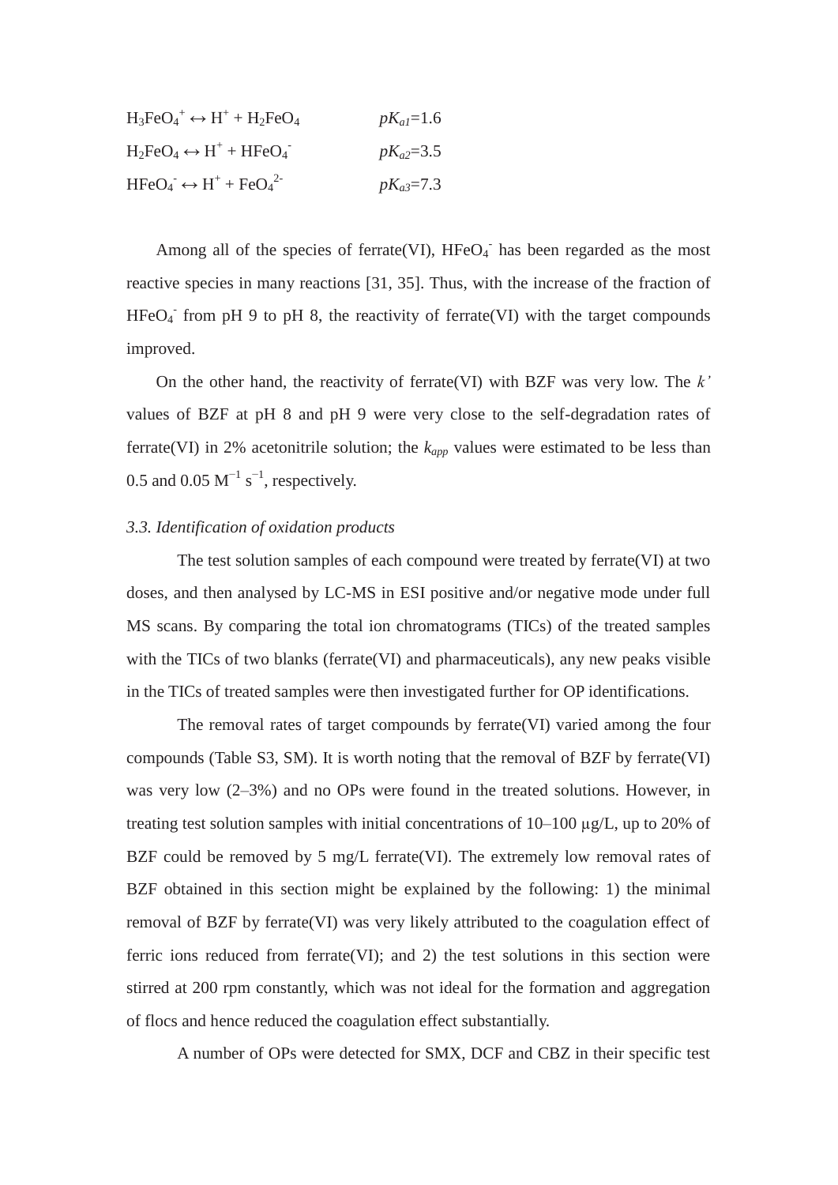$H_3FeO_4^+ \leftrightarrow H^+ + H_2FeO_4$ $\quad pK_{a1}=1.6$

$H_2FeO_4 \leftrightarrow H^+ + HFeO_4^-$ $\quad pK_{a2}=3.5$

$HFeO_4^- \leftrightarrow H^+ + FeO_4^{2-}$ $\quad pK_{a3}=7.3$

Among all of the species of ferrate(VI), $HFeO_4^-$ has been regarded as the most reactive species in many reactions [31, 35]. Thus, with the increase of the fraction of $HFeO_4^-$ from pH 9 to pH 8, the reactivity of ferrate(VI) with the target compounds improved.

On the other hand, the reactivity of ferrate(VI) with BZF was very low. The $k'$ values of BZF at pH 8 and pH 9 were very close to the self-degradation rates of ferrate(VI) in 2% acetonitrile solution; the $k_{app}$ values were estimated to be less than 0.5 and 0.05 $M^{-1}$ $s^{-1}$, respectively.

*3.3. Identification of oxidation products*

The test solution samples of each compound were treated by ferrate(VI) at two doses, and then analysed by LC-MS in ESI positive and/or negative mode under full MS scans. By comparing the total ion chromatograms (TICs) of the treated samples with the TICs of two blanks (ferrate(VI) and pharmaceuticals), any new peaks visible in the TICs of treated samples were then investigated further for OP identifications.

The removal rates of target compounds by ferrate(VI) varied among the four compounds (Table S3, SM). It is worth noting that the removal of BZF by ferrate(VI) was very low (2–3%) and no OPs were found in the treated solutions. However, in treating test solution samples with initial concentrations of 10–100 μg/L, up to 20% of BZF could be removed by 5 mg/L ferrate(VI). The extremely low removal rates of BZF obtained in this section might be explained by the following: 1) the minimal removal of BZF by ferrate(VI) was very likely attributed to the coagulation effect of ferric ions reduced from ferrate(VI); and 2) the test solutions in this section were stirred at 200 rpm constantly, which was not ideal for the formation and aggregation of flocs and hence reduced the coagulation effect substantially.

A number of OPs were detected for SMX, DCF and CBZ in their specific test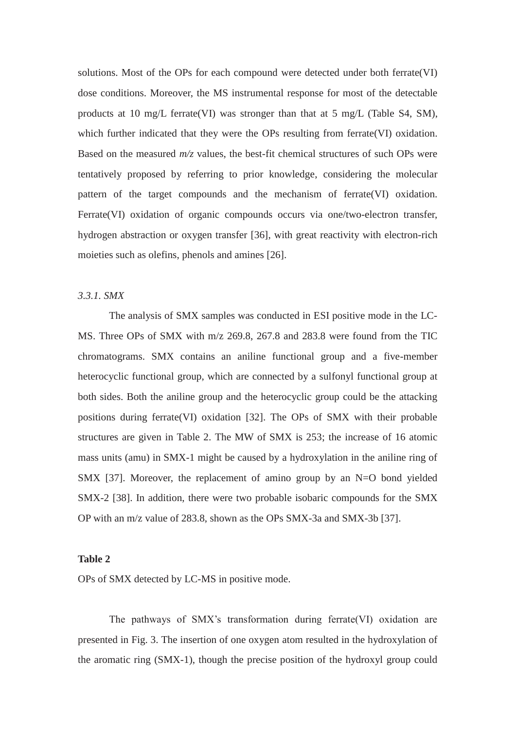solutions. Most of the OPs for each compound were detected under both ferrate(VI) dose conditions. Moreover, the MS instrumental response for most of the detectable products at 10 mg/L ferrate(VI) was stronger than that at 5 mg/L (Table S4, SM), which further indicated that they were the OPs resulting from ferrate(VI) oxidation. Based on the measured *m/z* values, the best-fit chemical structures of such OPs were tentatively proposed by referring to prior knowledge, considering the molecular pattern of the target compounds and the mechanism of ferrate(VI) oxidation. Ferrate(VI) oxidation of organic compounds occurs via one/two-electron transfer, hydrogen abstraction or oxygen transfer [36], with great reactivity with electron-rich moieties such as olefins, phenols and amines [26].

### *3.3.1. SMX*

The analysis of SMX samples was conducted in ESI positive mode in the LC-MS. Three OPs of SMX with m/z 269.8, 267.8 and 283.8 were found from the TIC chromatograms. SMX contains an aniline functional group and a five-member heterocyclic functional group, which are connected by a sulfonyl functional group at both sides. Both the aniline group and the heterocyclic group could be the attacking positions during ferrate(VI) oxidation [32]. The OPs of SMX with their probable structures are given in Table 2. The MW of SMX is 253; the increase of 16 atomic mass units (amu) in SMX-1 might be caused by a hydroxylation in the aniline ring of SMX [37]. Moreover, the replacement of amino group by an N=O bond yielded SMX-2 [38]. In addition, there were two probable isobaric compounds for the SMX OP with an m/z value of 283.8, shown as the OPs SMX-3a and SMX-3b [37].

**Table 2**

OPs of SMX detected by LC-MS in positive mode.

The pathways of SMX's transformation during ferrate(VI) oxidation are presented in Fig. 3. The insertion of one oxygen atom resulted in the hydroxylation of the aromatic ring (SMX-1), though the precise position of the hydroxyl group could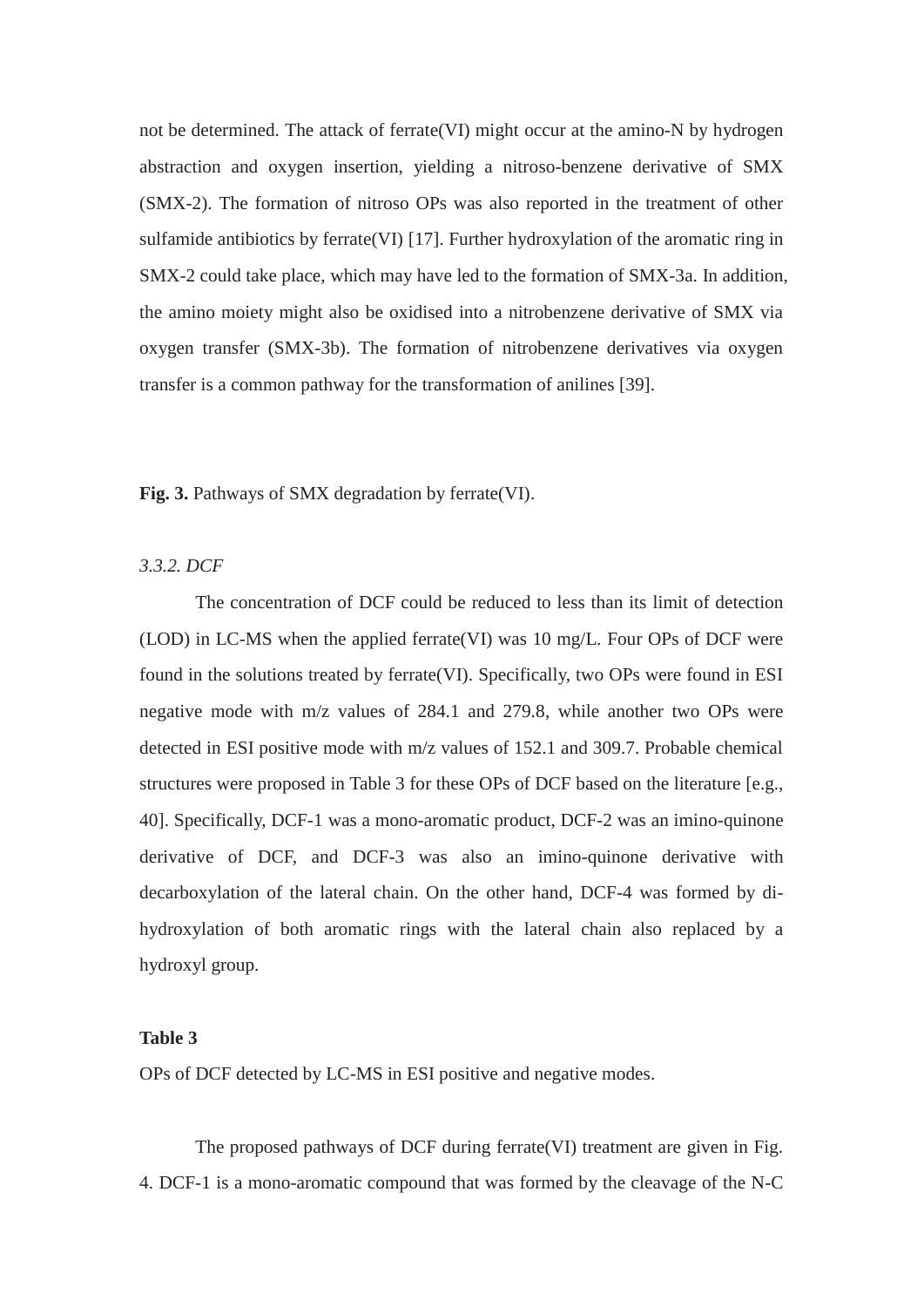not be determined. The attack of ferrate(VI) might occur at the amino-N by hydrogen abstraction and oxygen insertion, yielding a nitroso-benzene derivative of SMX (SMX-2). The formation of nitroso OPs was also reported in the treatment of other sulfamide antibiotics by ferrate(VI) [17]. Further hydroxylation of the aromatic ring in SMX-2 could take place, which may have led to the formation of SMX-3a. In addition, the amino moiety might also be oxidised into a nitrobenzene derivative of SMX via oxygen transfer (SMX-3b). The formation of nitrobenzene derivatives via oxygen transfer is a common pathway for the transformation of anilines [39].

**Fig. 3.** Pathways of SMX degradation by ferrate(VI).

### *3.3.2. DCF*

The concentration of DCF could be reduced to less than its limit of detection (LOD) in LC-MS when the applied ferrate(VI) was 10 mg/L. Four OPs of DCF were found in the solutions treated by ferrate(VI). Specifically, two OPs were found in ESI negative mode with m/z values of 284.1 and 279.8, while another two OPs were detected in ESI positive mode with m/z values of 152.1 and 309.7. Probable chemical structures were proposed in Table 3 for these OPs of DCF based on the literature [e.g., 40]. Specifically, DCF-1 was a mono-aromatic product, DCF-2 was an imino-quinone derivative of DCF, and DCF-3 was also an imino-quinone derivative with decarboxylation of the lateral chain. On the other hand, DCF-4 was formed by di-hydroxylation of both aromatic rings with the lateral chain also replaced by a hydroxyl group.

**Table 3**

OPs of DCF detected by LC-MS in ESI positive and negative modes.

The proposed pathways of DCF during ferrate(VI) treatment are given in Fig. 4. DCF-1 is a mono-aromatic compound that was formed by the cleavage of the N-C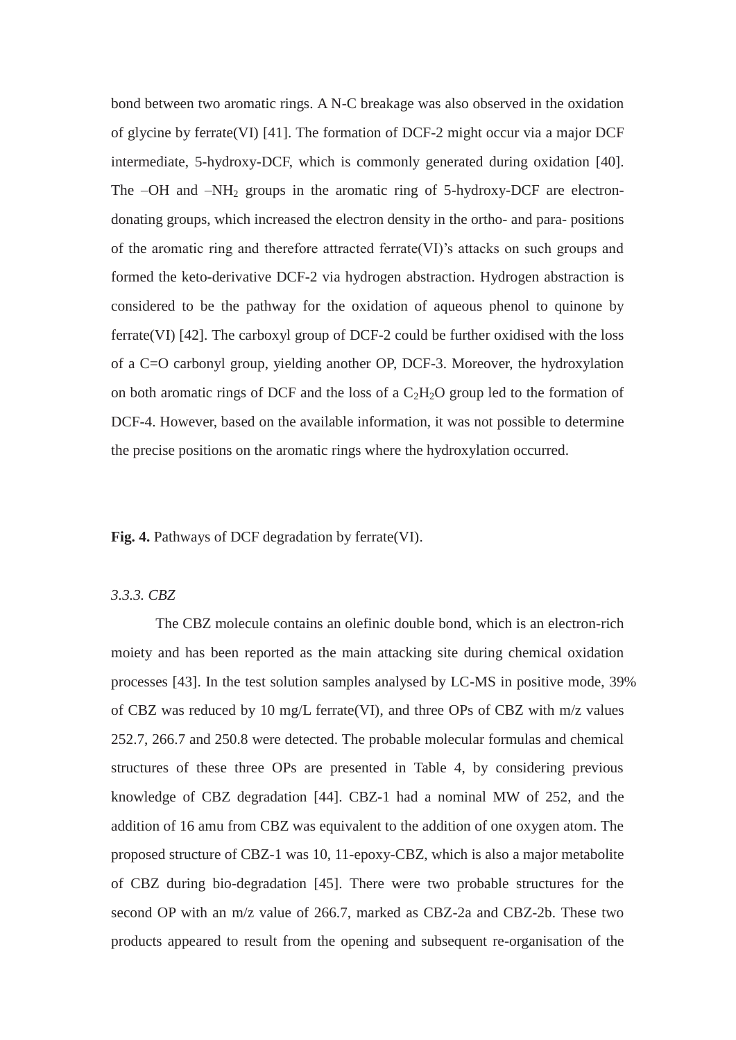bond between two aromatic rings. A N-C breakage was also observed in the oxidation of glycine by ferrate(VI) [41]. The formation of DCF-2 might occur via a major DCF intermediate, 5-hydroxy-DCF, which is commonly generated during oxidation [40]. The –OH and $–NH_2$ groups in the aromatic ring of 5-hydroxy-DCF are electron-donating groups, which increased the electron density in the ortho- and para- positions of the aromatic ring and therefore attracted ferrate(VI)'s attacks on such groups and formed the keto-derivative DCF-2 via hydrogen abstraction. Hydrogen abstraction is considered to be the pathway for the oxidation of aqueous phenol to quinone by ferrate(VI) [42]. The carboxyl group of DCF-2 could be further oxidised with the loss of a C=O carbonyl group, yielding another OP, DCF-3. Moreover, the hydroxylation on both aromatic rings of DCF and the loss of a $C_2H_2O$ group led to the formation of DCF-4. However, based on the available information, it was not possible to determine the precise positions on the aromatic rings where the hydroxylation occurred.

**Fig. 4.** Pathways of DCF degradation by ferrate(VI).

### *3.3.3. CBZ*

The CBZ molecule contains an olefinic double bond, which is an electron-rich moiety and has been reported as the main attacking site during chemical oxidation processes [43]. In the test solution samples analysed by LC-MS in positive mode, 39% of CBZ was reduced by 10 mg/L ferrate(VI), and three OPs of CBZ with m/z values 252.7, 266.7 and 250.8 were detected. The probable molecular formulas and chemical structures of these three OPs are presented in Table 4, by considering previous knowledge of CBZ degradation [44]. CBZ-1 had a nominal MW of 252, and the addition of 16 amu from CBZ was equivalent to the addition of one oxygen atom. The proposed structure of CBZ-1 was 10, 11-epoxy-CBZ, which is also a major metabolite of CBZ during bio-degradation [45]. There were two probable structures for the second OP with an m/z value of 266.7, marked as CBZ-2a and CBZ-2b. These two products appeared to result from the opening and subsequent re-organisation of the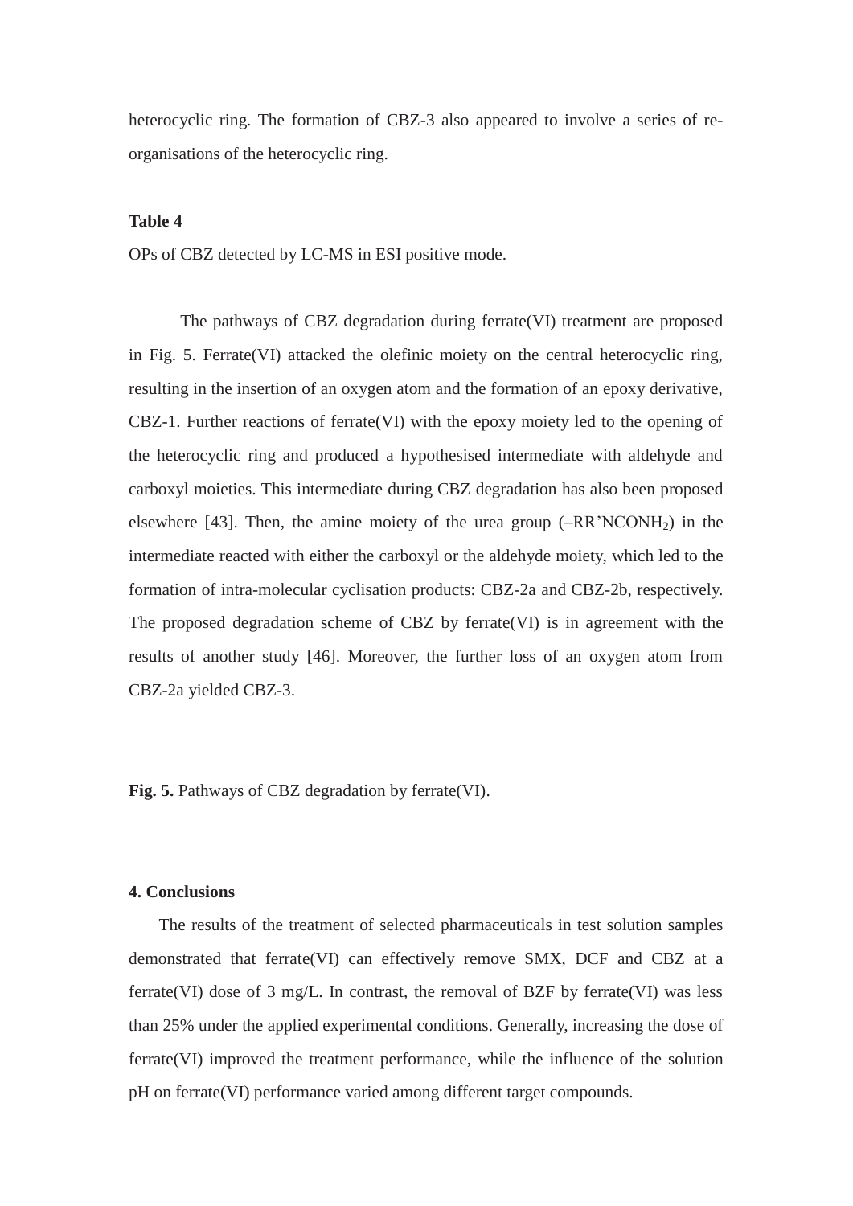heterocyclic ring. The formation of CBZ-3 also appeared to involve a series of re-organisations of the heterocyclic ring.

**Table 4**

OPs of CBZ detected by LC-MS in ESI positive mode.

The pathways of CBZ degradation during ferrate(VI) treatment are proposed in Fig. 5. Ferrate(VI) attacked the olefinic moiety on the central heterocyclic ring, resulting in the insertion of an oxygen atom and the formation of an epoxy derivative, CBZ-1. Further reactions of ferrate(VI) with the epoxy moiety led to the opening of the heterocyclic ring and produced a hypothesised intermediate with aldehyde and carboxyl moieties. This intermediate during CBZ degradation has also been proposed elsewhere [43]. Then, the amine moiety of the urea group (–RR'$NCONH_2$) in the intermediate reacted with either the carboxyl or the aldehyde moiety, which led to the formation of intra-molecular cyclisation products: CBZ-2a and CBZ-2b, respectively. The proposed degradation scheme of CBZ by ferrate(VI) is in agreement with the results of another study [46]. Moreover, the further loss of an oxygen atom from CBZ-2a yielded CBZ-3.

**Fig. 5.** Pathways of CBZ degradation by ferrate(VI).

## 4. Conclusions

The results of the treatment of selected pharmaceuticals in test solution samples demonstrated that ferrate(VI) can effectively remove SMX, DCF and CBZ at a ferrate(VI) dose of 3 mg/L. In contrast, the removal of BZF by ferrate(VI) was less than 25% under the applied experimental conditions. Generally, increasing the dose of ferrate(VI) improved the treatment performance, while the influence of the solution pH on ferrate(VI) performance varied among different target compounds.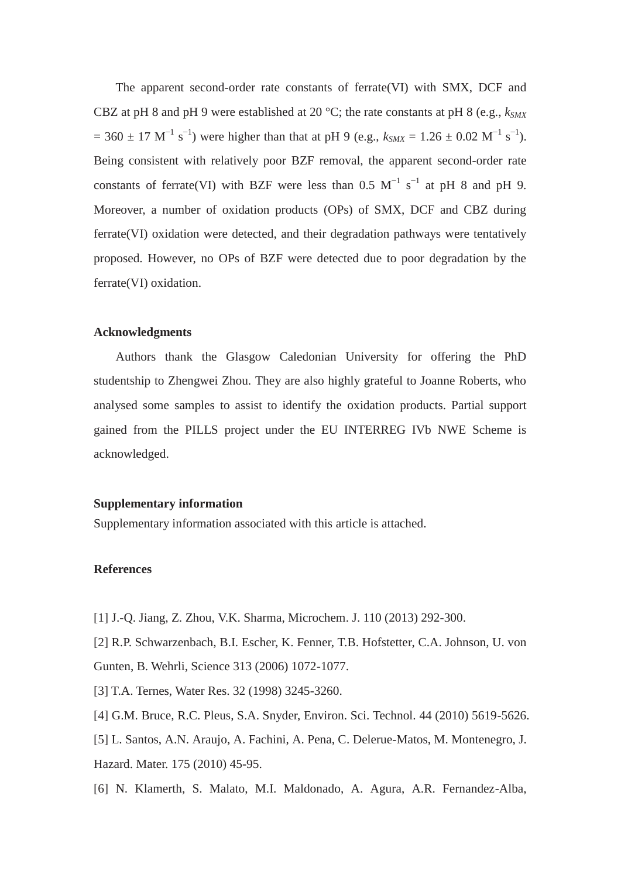The apparent second-order rate constants of ferrate(VI) with SMX, DCF and CBZ at pH 8 and pH 9 were established at 20 °C; the rate constants at pH 8 (e.g., $k_{SMX} = 360 \pm 17$ $M^{-1}$ $s^{-1}$) were higher than that at pH 9 (e.g., $k_{SMX} = 1.26 \pm 0.02$ $M^{-1}$ $s^{-1}$). Being consistent with relatively poor BZF removal, the apparent second-order rate constants of ferrate(VI) with BZF were less than 0.5 $M^{-1}$ $s^{-1}$ at pH 8 and pH 9. Moreover, a number of oxidation products (OPs) of SMX, DCF and CBZ during ferrate(VI) oxidation were detected, and their degradation pathways were tentatively proposed. However, no OPs of BZF were detected due to poor degradation by the ferrate(VI) oxidation.

**Acknowledgments**

Authors thank the Glasgow Caledonian University for offering the PhD studentship to Zhengwei Zhou. They are also highly grateful to Joanne Roberts, who analysed some samples to assist to identify the oxidation products. Partial support gained from the PILLS project under the EU INTERREG IVb NWE Scheme is acknowledged.

**Supplementary information**

Supplementary information associated with this article is attached.

**References**

[1] J.-Q. Jiang, Z. Zhou, V.K. Sharma, Microchem. J. 110 (2013) 292-300.

[2] R.P. Schwarzenbach, B.I. Escher, K. Fenner, T.B. Hofstetter, C.A. Johnson, U. von Gunten, B. Wehrli, Science 313 (2006) 1072-1077.

[3] T.A. Ternes, Water Res. 32 (1998) 3245-3260.

[4] G.M. Bruce, R.C. Pleus, S.A. Snyder, Environ. Sci. Technol. 44 (2010) 5619-5626.

[5] L. Santos, A.N. Araujo, A. Fachini, A. Pena, C. Delerue-Matos, M. Montenegro, J. Hazard. Mater. 175 (2010) 45-95.

[6] N. Klamerth, S. Malato, M.I. Maldonado, A. Agura, A.R. Fernandez-Alba,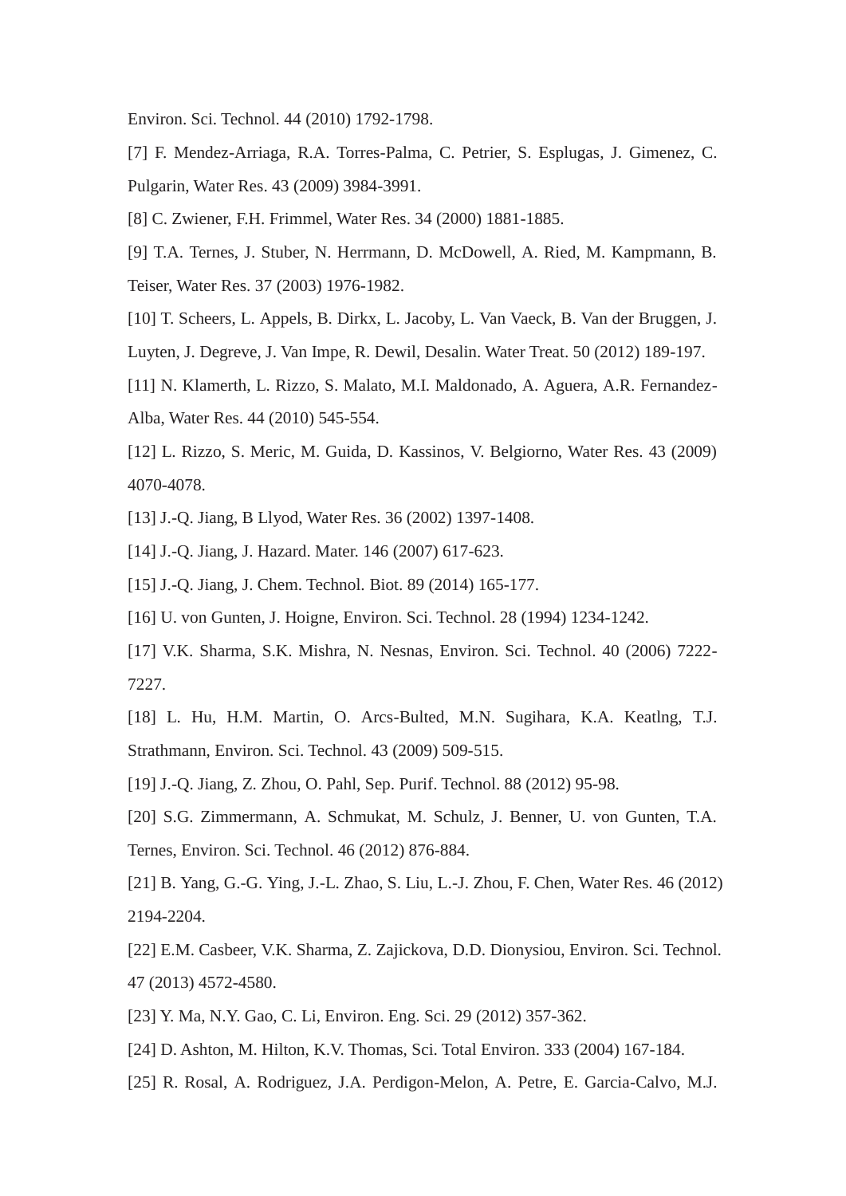Environ. Sci. Technol. 44 (2010) 1792-1798.

[7] F. Mendez-Arriaga, R.A. Torres-Palma, C. Petrier, S. Esplugas, J. Gimenez, C. Pulgarin, Water Res. 43 (2009) 3984-3991.

[8] C. Zwiener, F.H. Frimmel, Water Res. 34 (2000) 1881-1885.

[9] T.A. Ternes, J. Stuber, N. Herrmann, D. McDowell, A. Ried, M. Kampmann, B. Teiser, Water Res. 37 (2003) 1976-1982.

[10] T. Scheers, L. Appels, B. Dirkx, L. Jacoby, L. Van Vaeck, B. Van der Bruggen, J. Luyten, J. Degreve, J. Van Impe, R. Dewil, Desalin. Water Treat. 50 (2012) 189-197.

[11] N. Klamerth, L. Rizzo, S. Malato, M.I. Maldonado, A. Aguera, A.R. Fernandez-Alba, Water Res. 44 (2010) 545-554.

[12] L. Rizzo, S. Meric, M. Guida, D. Kassinos, V. Belgiorno, Water Res. 43 (2009) 4070-4078.

[13] J.-Q. Jiang, B Llyod, Water Res. 36 (2002) 1397-1408.

[14] J.-Q. Jiang, J. Hazard. Mater. 146 (2007) 617-623.

[15] J.-Q. Jiang, J. Chem. Technol. Biot. 89 (2014) 165-177.

[16] U. von Gunten, J. Hoigne, Environ. Sci. Technol. 28 (1994) 1234-1242.

[17] V.K. Sharma, S.K. Mishra, N. Nesnas, Environ. Sci. Technol. 40 (2006) 7222-7227.

[18] L. Hu, H.M. Martin, O. Arcs-Bulted, M.N. Sugihara, K.A. Keatlng, T.J. Strathmann, Environ. Sci. Technol. 43 (2009) 509-515.

[19] J.-Q. Jiang, Z. Zhou, O. Pahl, Sep. Purif. Technol. 88 (2012) 95-98.

[20] S.G. Zimmermann, A. Schmukat, M. Schulz, J. Benner, U. von Gunten, T.A. Ternes, Environ. Sci. Technol. 46 (2012) 876-884.

[21] B. Yang, G.-G. Ying, J.-L. Zhao, S. Liu, L.-J. Zhou, F. Chen, Water Res. 46 (2012) 2194-2204.

[22] E.M. Casbeer, V.K. Sharma, Z. Zajickova, D.D. Dionysiou, Environ. Sci. Technol. 47 (2013) 4572-4580.

[23] Y. Ma, N.Y. Gao, C. Li, Environ. Eng. Sci. 29 (2012) 357-362.

[24] D. Ashton, M. Hilton, K.V. Thomas, Sci. Total Environ. 333 (2004) 167-184.

[25] R. Rosal, A. Rodriguez, J.A. Perdigon-Melon, A. Petre, E. Garcia-Calvo, M.J.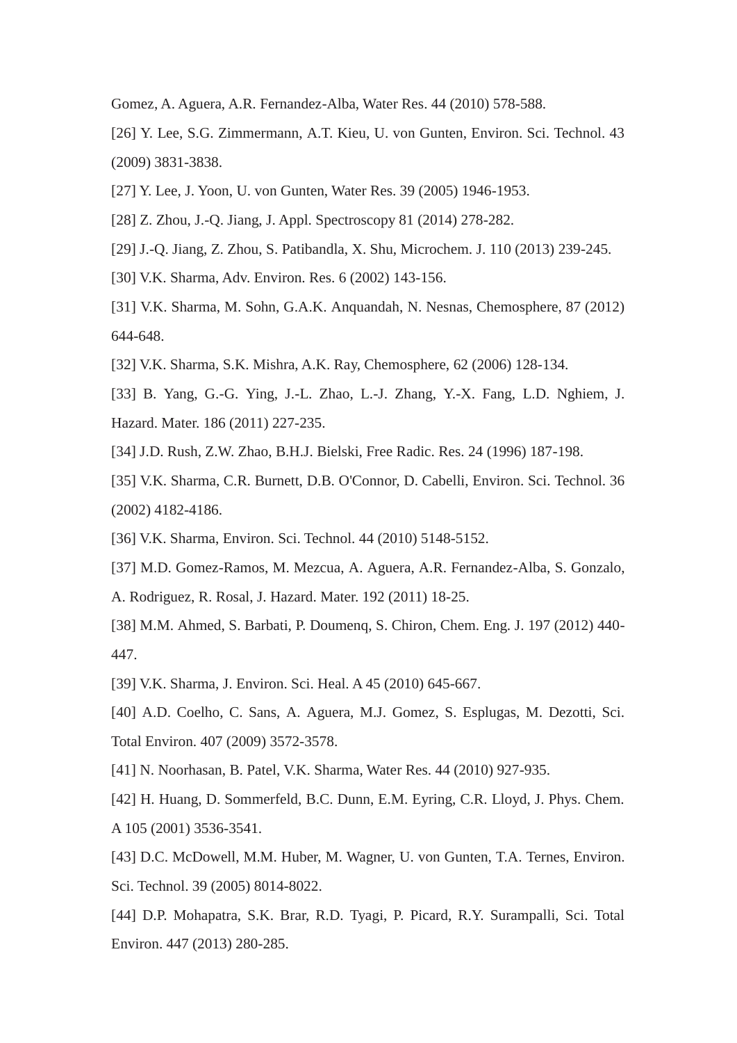Gomez, A. Aguera, A.R. Fernandez-Alba, Water Res. 44 (2010) 578-588.

[26] Y. Lee, S.G. Zimmermann, A.T. Kieu, U. von Gunten, Environ. Sci. Technol. 43 (2009) 3831-3838.

[27] Y. Lee, J. Yoon, U. von Gunten, Water Res. 39 (2005) 1946-1953.

[28] Z. Zhou, J.-Q. Jiang, J. Appl. Spectroscopy 81 (2014) 278-282.

[29] J.-Q. Jiang, Z. Zhou, S. Patibandla, X. Shu, Microchem. J. 110 (2013) 239-245.

[30] V.K. Sharma, Adv. Environ. Res. 6 (2002) 143-156.

[31] V.K. Sharma, M. Sohn, G.A.K. Anquandah, N. Nesnas, Chemosphere, 87 (2012) 644-648.

[32] V.K. Sharma, S.K. Mishra, A.K. Ray, Chemosphere, 62 (2006) 128-134.

[33] B. Yang, G.-G. Ying, J.-L. Zhao, L.-J. Zhang, Y.-X. Fang, L.D. Nghiem, J. Hazard. Mater. 186 (2011) 227-235.

[34] J.D. Rush, Z.W. Zhao, B.H.J. Bielski, Free Radic. Res. 24 (1996) 187-198.

[35] V.K. Sharma, C.R. Burnett, D.B. O'Connor, D. Cabelli, Environ. Sci. Technol. 36 (2002) 4182-4186.

[36] V.K. Sharma, Environ. Sci. Technol. 44 (2010) 5148-5152.

[37] M.D. Gomez-Ramos, M. Mezcua, A. Aguera, A.R. Fernandez-Alba, S. Gonzalo, A. Rodriguez, R. Rosal, J. Hazard. Mater. 192 (2011) 18-25.

[38] M.M. Ahmed, S. Barbati, P. Doumenq, S. Chiron, Chem. Eng. J. 197 (2012) 440-447.

[39] V.K. Sharma, J. Environ. Sci. Heal. A 45 (2010) 645-667.

[40] A.D. Coelho, C. Sans, A. Aguera, M.J. Gomez, S. Esplugas, M. Dezotti, Sci. Total Environ. 407 (2009) 3572-3578.

[41] N. Noorhasan, B. Patel, V.K. Sharma, Water Res. 44 (2010) 927-935.

[42] H. Huang, D. Sommerfeld, B.C. Dunn, E.M. Eyring, C.R. Lloyd, J. Phys. Chem. A 105 (2001) 3536-3541.

[43] D.C. McDowell, M.M. Huber, M. Wagner, U. von Gunten, T.A. Ternes, Environ. Sci. Technol. 39 (2005) 8014-8022.

[44] D.P. Mohapatra, S.K. Brar, R.D. Tyagi, P. Picard, R.Y. Surampalli, Sci. Total Environ. 447 (2013) 280-285.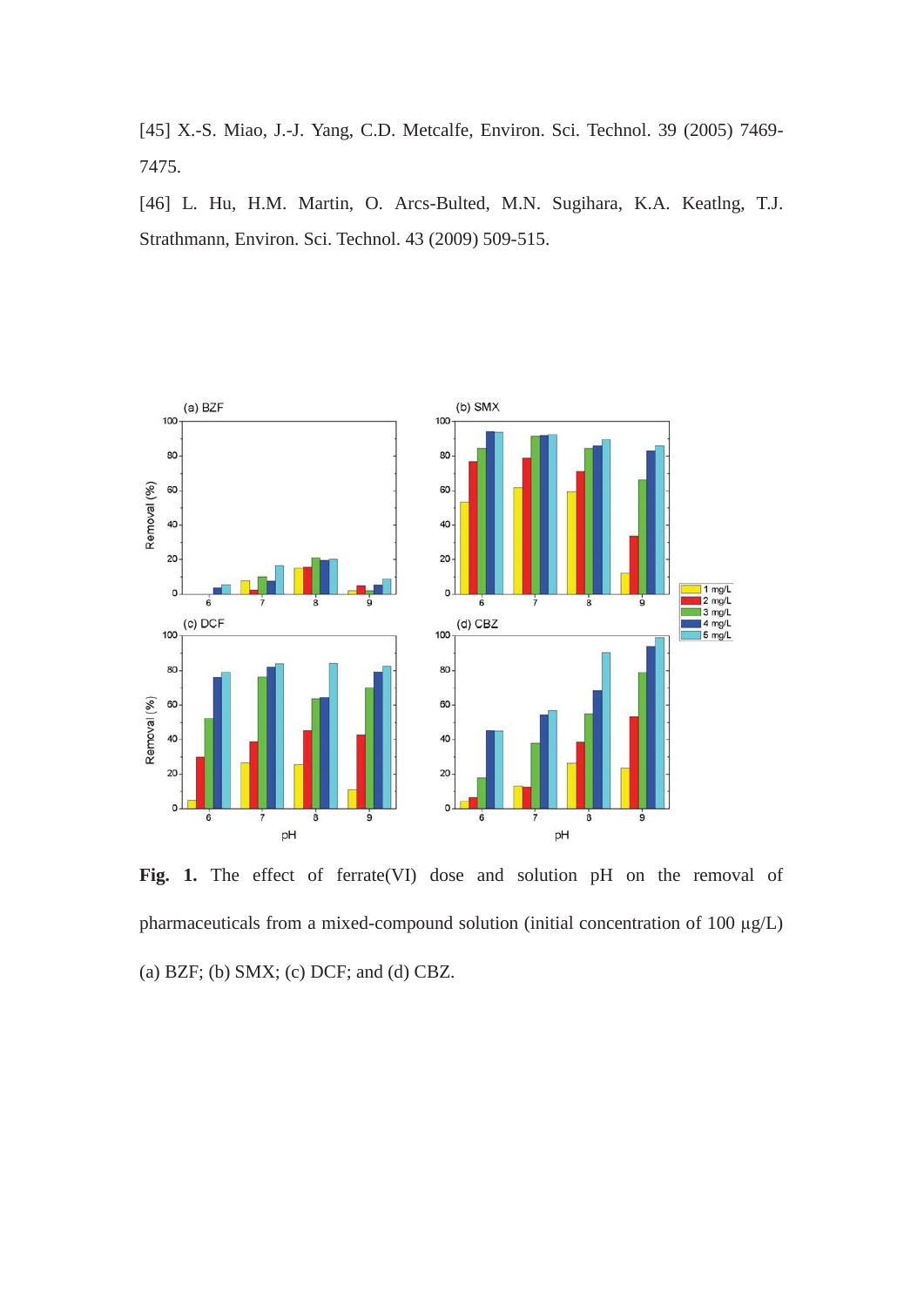[45] X.-S. Miao, J.-J. Yang, C.D. Metcalfe, Environ. Sci. Technol. 39 (2005) 7469-7475.

[46] L. Hu, H.M. Martin, O. Arcs-Bulted, M.N. Sugihara, K.A. Keatlng, T.J. Strathmann, Environ. Sci. Technol. 43 (2009) 509-515.

**Fig. 1.** The effect of ferrate(VI) dose and solution pH on the removal of pharmaceuticals from a mixed-compound solution (initial concentration of 100 μg/L) (a) BZF; (b) SMX; (c) DCF; and (d) CBZ.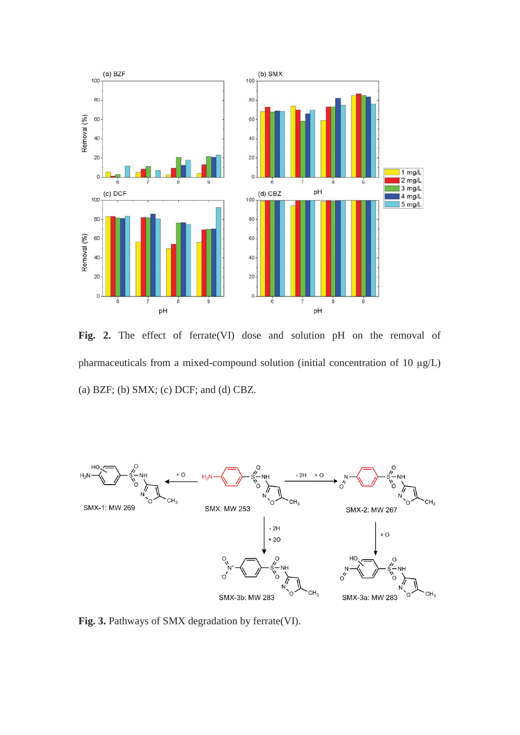**Fig. 2.** The effect of ferrate(VI) dose and solution pH on the removal of pharmaceuticals from a mixed-compound solution (initial concentration of 10 μg/L) (a) BZF; (b) SMX; (c) DCF; and (d) CBZ.

**Fig. 3.** Pathways of SMX degradation by ferrate(VI).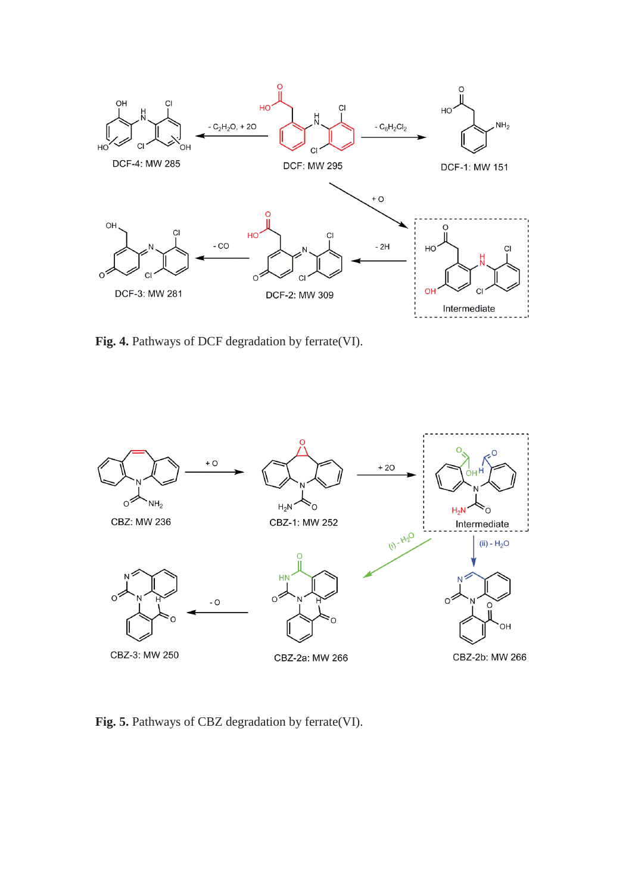**Fig. 4.** Pathways of DCF degradation by ferrate(VI).

**Fig. 5.** Pathways of CBZ degradation by ferrate(VI).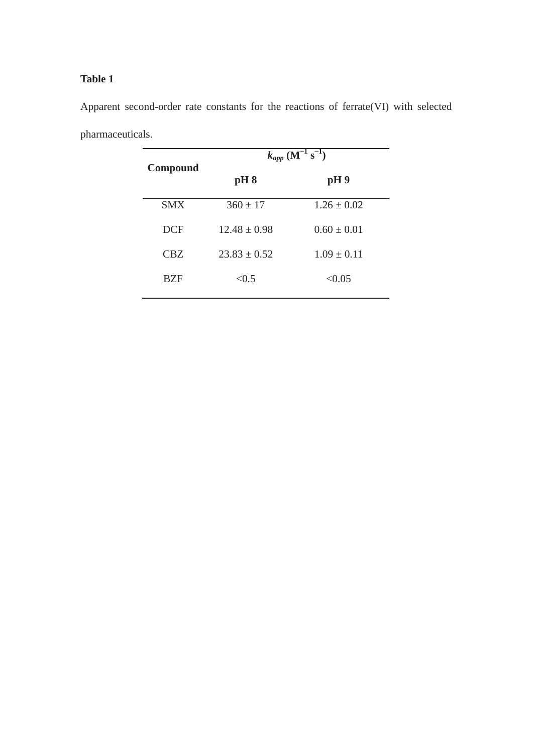**Table 1**

Apparent second-order rate constants for the reactions of ferrate(VI) with selected pharmaceuticals.

| Compound | $k_{app}$ ($M^{-1}$ $s^{-1}$) | |
|---|---|---|
| | pH 8 | pH 9 |
| SMX | 360 ± 17 | 1.26 ± 0.02 |
| DCF | 12.48 ± 0.98 | 0.60 ± 0.01 |
| CBZ | 23.83 ± 0.52 | 1.09 ± 0.11 |
| BZF | <0.5 | <0.05 |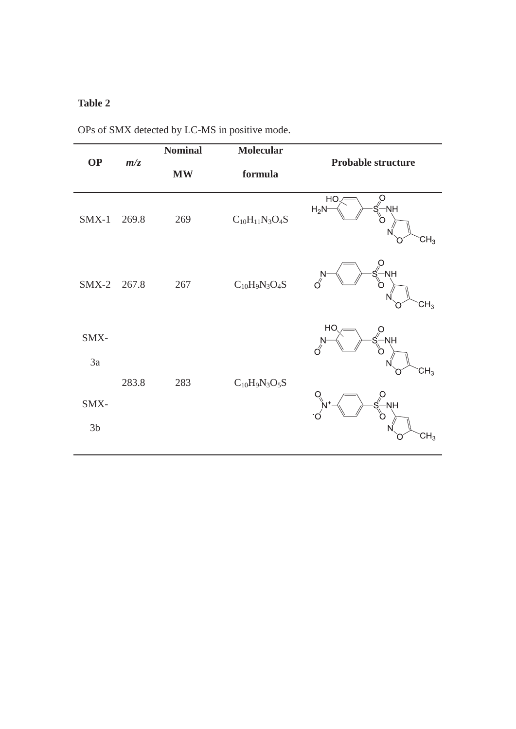**Table 2**

OPs of SMX detected by LC-MS in positive mode.

| OP | *m/z* | Nominal MW | Molecular formula | Probable structure |
|---|---|---|---|---|
| SMX-1 | 269.8 | 269 | $C_{10}H_{11}N_3O_4S$ | |
| SMX-2 | 267.8 | 267 | $C_{10}H_9N_3O_4S$ | |
| SMX-3a | 283.8 | 283 | $C_{10}H_9N_3O_5S$ | |
| SMX-3b | | | | |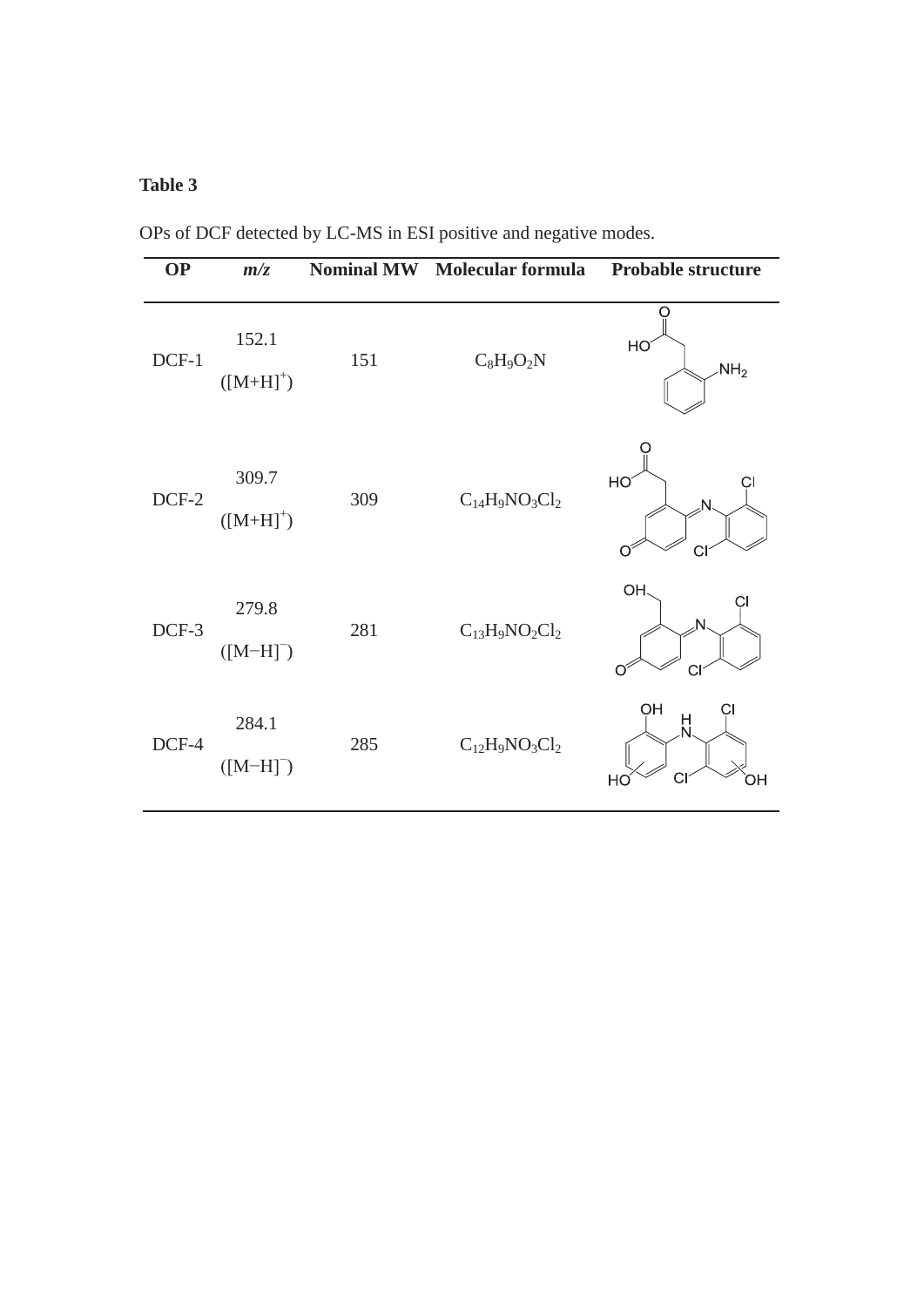**Table 3**

OPs of DCF detected by LC-MS in ESI positive and negative modes.

| OP | *m/z* | Nominal MW | Molecular formula | Probable structure |
|---|---|---|---|---|
| DCF-1 | 152.1 ($[M+H]^+$) | 151 | $C_8H_9O_2N$ | |
| DCF-2 | 309.7 ($[M+H]^+$) | 309 | $C_{14}H_9NO_3Cl_2$ | |
| DCF-3 | 279.8 ($[M-H]^-$) | 281 | $C_{13}H_9NO_2Cl_2$ | |
| DCF-4 | 284.1 ($[M-H]^-$) | 285 | $C_{12}H_9NO_3Cl_2$ | |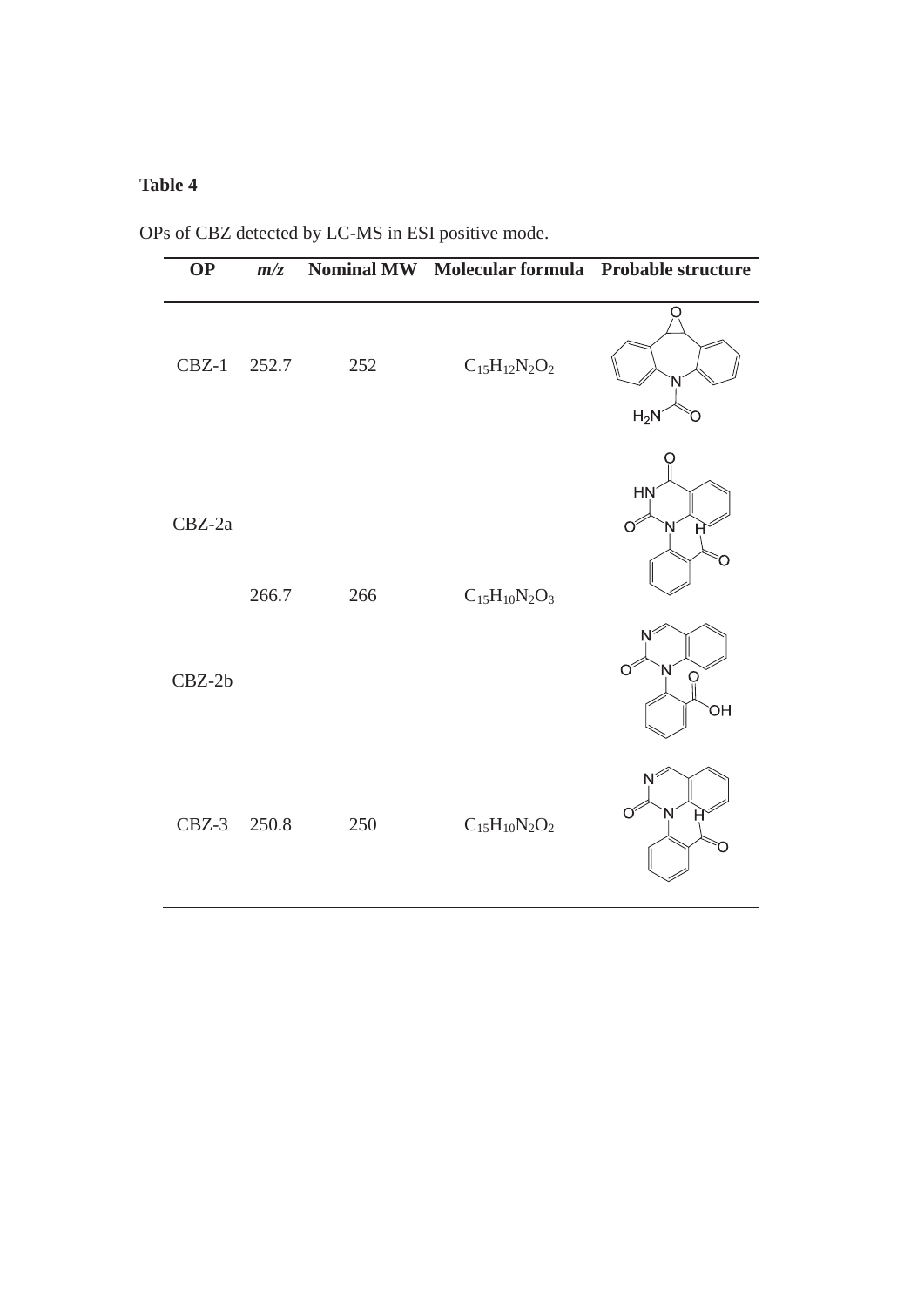**Table 4**

OPs of CBZ detected by LC-MS in ESI positive mode.

| OP | *m/z* | Nominal MW | Molecular formula | Probable structure |
|---|---|---|---|---|
| CBZ-1 | 252.7 | 252 | $C_{15}H_{12}N_2O_2$ | |
| CBZ-2a | 266.7 | 266 | $C_{15}H_{10}N_2O_3$ | |
| CBZ-2b | | | | |
| CBZ-3 | 250.8 | 250 | $C_{15}H_{10}N_2O_2$ | |